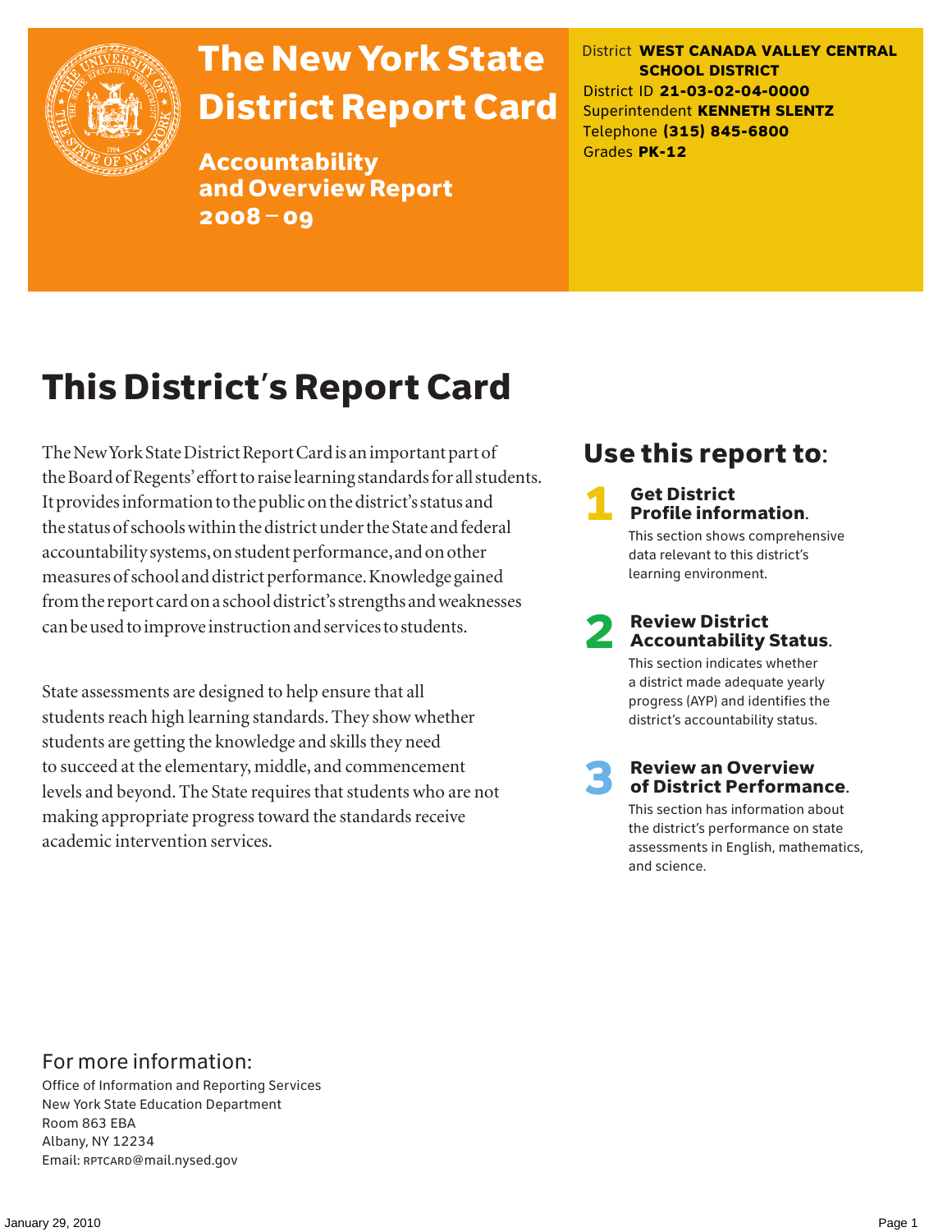# The New York State District Report Card

## Accountability and Overview Report 2008–09

District **WEST CANADA VALLEY CENTRAL SCHOOL DISTRICT**
District ID **21-03-02-04-0000**
Superintendent **KENNETH SLENTZ**
Telephone **(315) 845-6800**
Grades **PK-12**

# This District's Report Card

The New York State District Report Card is an important part of the Board of Regents' effort to raise learning standards for all students. It provides information to the public on the district's status and the status of schools within the district under the State and federal accountability systems, on student performance, and on other measures of school and district performance. Knowledge gained from the report card on a school district's strengths and weaknesses can be used to improve instruction and services to students.

State assessments are designed to help ensure that all students reach high learning standards. They show whether students are getting the knowledge and skills they need to succeed at the elementary, middle, and commencement levels and beyond. The State requires that students who are not making appropriate progress toward the standards receive academic intervention services.

## Use this report to:

**1 Get District Profile information.**
This section shows comprehensive data relevant to this district's learning environment.

**2 Review District Accountability Status.**
This section indicates whether a district made adequate yearly progress (AYP) and identifies the district's accountability status.

**3 Review an Overview of District Performance.**
This section has information about the district's performance on state assessments in English, mathematics, and science.

## For more information:

Office of Information and Reporting Services
New York State Education Department
Room 863 EBA
Albany, NY 12234
Email: RPTCARD@mail.nysed.gov

January 29, 2010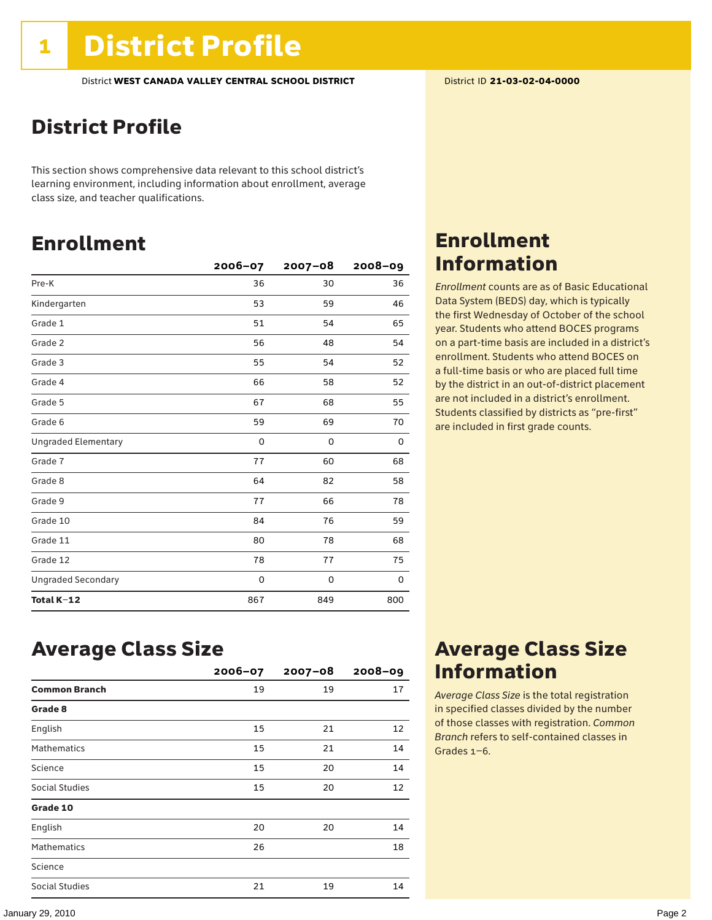# 1 District Profile

District **WEST CANADA VALLEY CENTRAL SCHOOL DISTRICT** District ID **21-03-02-04-0000**

## District Profile

This section shows comprehensive data relevant to this school district's learning environment, including information about enrollment, average class size, and teacher qualifications.

## Enrollment

| | 2006–07 | 2007–08 | 2008–09 |
|---|---|---|---|
| Pre-K | 36 | 30 | 36 |
| Kindergarten | 53 | 59 | 46 |
| Grade 1 | 51 | 54 | 65 |
| Grade 2 | 56 | 48 | 54 |
| Grade 3 | 55 | 54 | 52 |
| Grade 4 | 66 | 58 | 52 |
| Grade 5 | 67 | 68 | 55 |
| Grade 6 | 59 | 69 | 70 |
| Ungraded Elementary | 0 | 0 | 0 |
| Grade 7 | 77 | 60 | 68 |
| Grade 8 | 64 | 82 | 58 |
| Grade 9 | 77 | 66 | 78 |
| Grade 10 | 84 | 76 | 59 |
| Grade 11 | 80 | 78 | 68 |
| Grade 12 | 78 | 77 | 75 |
| Ungraded Secondary | 0 | 0 | 0 |
| **Total K–12** | 867 | 849 | 800 |

## Enrollment Information

*Enrollment* counts are as of Basic Educational Data System (BEDS) day, which is typically the first Wednesday of October of the school year. Students who attend BOCES programs on a part-time basis are included in a district's enrollment. Students who attend BOCES on a full-time basis or who are placed full time by the district in an out-of-district placement are not included in a district's enrollment. Students classified by districts as "pre-first" are included in first grade counts.

## Average Class Size

| | 2006–07 | 2007–08 | 2008–09 |
|---|---|---|---|
| **Common Branch** | 19 | 19 | 17 |
| **Grade 8** | | | |
| English | 15 | 21 | 12 |
| Mathematics | 15 | 21 | 14 |
| Science | 15 | 20 | 14 |
| Social Studies | 15 | 20 | 12 |
| **Grade 10** | | | |
| English | 20 | 20 | 14 |
| Mathematics | 26 | | 18 |
| Science | | | |
| Social Studies | 21 | 19 | 14 |

## Average Class Size Information

*Average Class Size* is the total registration in specified classes divided by the number of those classes with registration. *Common Branch* refers to self-contained classes in Grades 1–6.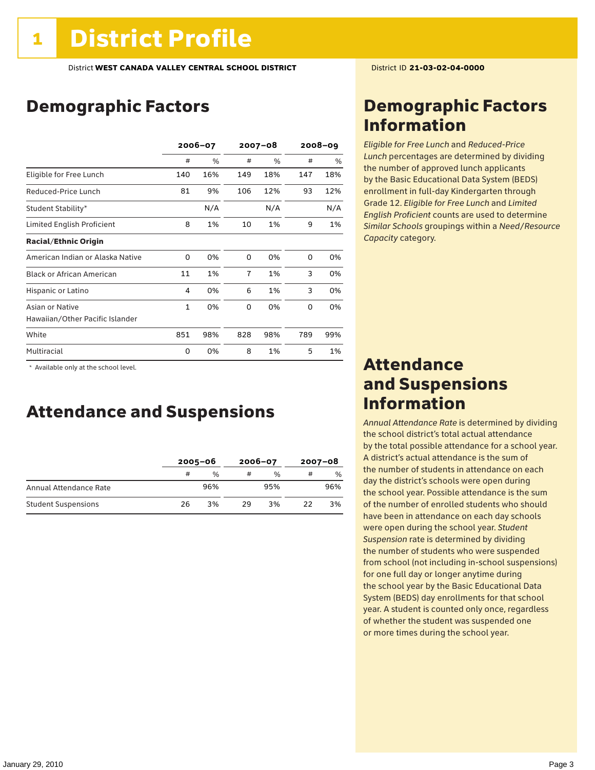# 1 District Profile

District **WEST CANADA VALLEY CENTRAL SCHOOL DISTRICT** District ID **21-03-02-04-0000**

## Demographic Factors

| | 2006–07 | | 2007–08 | | 2008–09 | |
|---|---|---|---|---|---|---|
| | # | % | # | % | # | % |
| Eligible for Free Lunch | 140 | 16% | 149 | 18% | 147 | 18% |
| Reduced-Price Lunch | 81 | 9% | 106 | 12% | 93 | 12% |
| Student Stability* | | N/A | | N/A | | N/A |
| Limited English Proficient | 8 | 1% | 10 | 1% | 9 | 1% |
| **Racial/Ethnic Origin** | | | | | | |
| American Indian or Alaska Native | 0 | 0% | 0 | 0% | 0 | 0% |
| Black or African American | 11 | 1% | 7 | 1% | 3 | 0% |
| Hispanic or Latino | 4 | 0% | 6 | 1% | 3 | 0% |
| Asian or Native Hawaiian/Other Pacific Islander | 1 | 0% | 0 | 0% | 0 | 0% |
| White | 851 | 98% | 828 | 98% | 789 | 99% |
| Multiracial | 0 | 0% | 8 | 1% | 5 | 1% |

\* Available only at the school level.

## Attendance and Suspensions

| | 2005–06 | | 2006–07 | | 2007–08 | |
|---|---|---|---|---|---|---|
| | # | % | # | % | # | % |
| Annual Attendance Rate | | 96% | | 95% | | 96% |
| Student Suspensions | 26 | 3% | 29 | 3% | 22 | 3% |

## Demographic Factors Information

*Eligible for Free Lunch* and *Reduced-Price Lunch* percentages are determined by dividing the number of approved lunch applicants by the Basic Educational Data System (BEDS) enrollment in full-day Kindergarten through Grade 12. *Eligible for Free Lunch* and *Limited English Proficient* counts are used to determine *Similar Schools* groupings within a *Need/Resource Capacity* category.

## Attendance and Suspensions Information

*Annual Attendance Rate* is determined by dividing the school district's total actual attendance by the total possible attendance for a school year. A district's actual attendance is the sum of the number of students in attendance on each day the district's schools were open during the school year. Possible attendance is the sum of the number of enrolled students who should have been in attendance on each day schools were open during the school year. *Student Suspension* rate is determined by dividing the number of students who were suspended from school (not including in-school suspensions) for one full day or longer anytime during the school year by the Basic Educational Data System (BEDS) day enrollments for that school year. A student is counted only once, regardless of whether the student was suspended one or more times during the school year.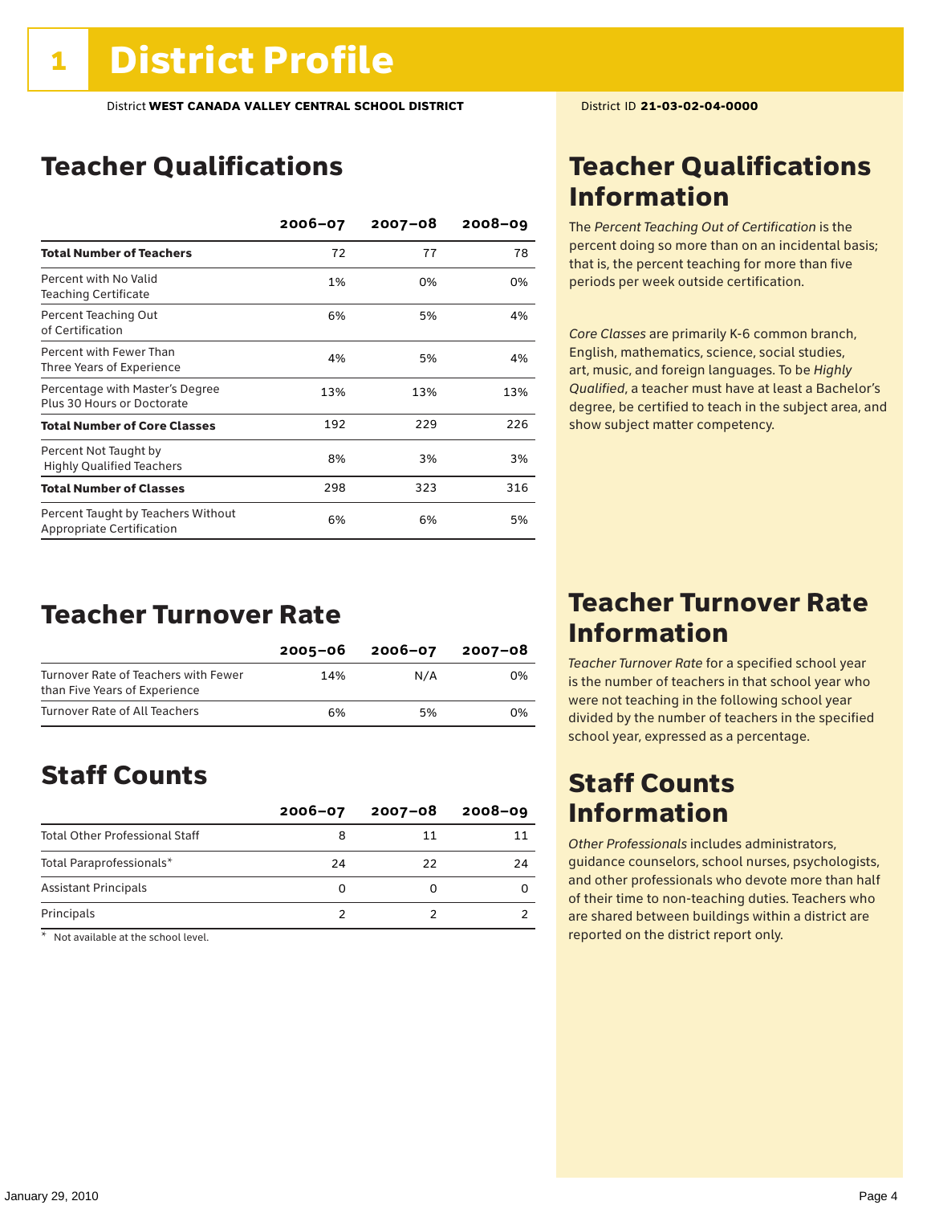# 1 District Profile

District **WEST CANADA VALLEY CENTRAL SCHOOL DISTRICT**

District ID **21-03-02-04-0000**

## Teacher Qualifications

| | 2006–07 | 2007–08 | 2008–09 |
|---|---|---|---|
| **Total Number of Teachers** | 72 | 77 | 78 |
| Percent with No Valid Teaching Certificate | 1% | 0% | 0% |
| Percent Teaching Out of Certification | 6% | 5% | 4% |
| Percent with Fewer Than Three Years of Experience | 4% | 5% | 4% |
| Percentage with Master's Degree Plus 30 Hours or Doctorate | 13% | 13% | 13% |
| **Total Number of Core Classes** | 192 | 229 | 226 |
| Percent Not Taught by Highly Qualified Teachers | 8% | 3% | 3% |
| **Total Number of Classes** | 298 | 323 | 316 |
| Percent Taught by Teachers Without Appropriate Certification | 6% | 6% | 5% |

## Teacher Qualifications Information

The *Percent Teaching Out of Certification* is the percent doing so more than on an incidental basis; that is, the percent teaching for more than five periods per week outside certification.

*Core Classes* are primarily K-6 common branch, English, mathematics, science, social studies, art, music, and foreign languages. To be *Highly Qualified*, a teacher must have at least a Bachelor's degree, be certified to teach in the subject area, and show subject matter competency.

## Teacher Turnover Rate

| | 2005–06 | 2006–07 | 2007–08 |
|---|---|---|---|
| Turnover Rate of Teachers with Fewer than Five Years of Experience | 14% | N/A | 0% |
| Turnover Rate of All Teachers | 6% | 5% | 0% |

## Teacher Turnover Rate Information

*Teacher Turnover Rate* for a specified school year is the number of teachers in that school year who were not teaching in the following school year divided by the number of teachers in the specified school year, expressed as a percentage.

## Staff Counts

| | 2006–07 | 2007–08 | 2008–09 |
|---|---|---|---|
| Total Other Professional Staff | 8 | 11 | 11 |
| Total Paraprofessionals* | 24 | 22 | 24 |
| Assistant Principals | 0 | 0 | 0 |
| Principals | 2 | 2 | 2 |

\* Not available at the school level.

## Staff Counts Information

*Other Professionals* includes administrators, guidance counselors, school nurses, psychologists, and other professionals who devote more than half of their time to non-teaching duties. Teachers who are shared between buildings within a district are reported on the district report only.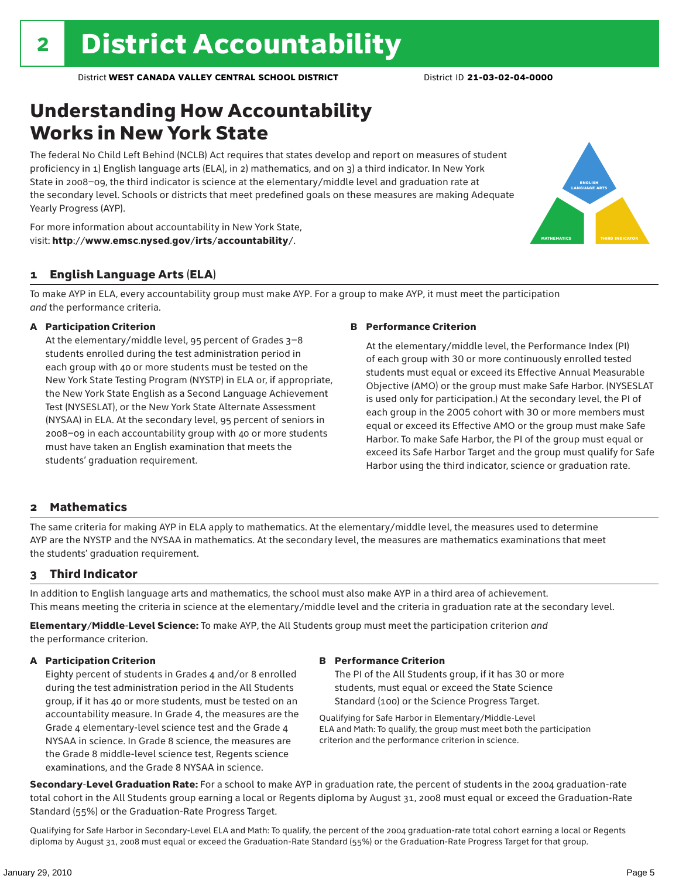# 2 District Accountability

District **WEST CANADA VALLEY CENTRAL SCHOOL DISTRICT** District ID **21-03-02-04-0000**

## Understanding How Accountability Works in New York State

The federal No Child Left Behind (NCLB) Act requires that states develop and report on measures of student proficiency in 1) English language arts (ELA), in 2) mathematics, and on 3) a third indicator. In New York State in 2008–09, the third indicator is science at the elementary/middle level and graduation rate at the secondary level. Schools or districts that meet predefined goals on these measures are making Adequate Yearly Progress (AYP).

For more information about accountability in New York State, visit: **http://www.emsc.nysed.gov/irts/accountability/**.

### 1 English Language Arts (ELA)

To make AYP in ELA, every accountability group must make AYP. For a group to make AYP, it must meet the participation *and* the performance criteria.

**A Participation Criterion**

At the elementary/middle level, 95 percent of Grades 3–8 students enrolled during the test administration period in each group with 40 or more students must be tested on the New York State Testing Program (NYSTP) in ELA or, if appropriate, the New York State English as a Second Language Achievement Test (NYSESLAT), or the New York State Alternate Assessment (NYSAA) in ELA. At the secondary level, 95 percent of seniors in 2008–09 in each accountability group with 40 or more students must have taken an English examination that meets the students' graduation requirement.

**B Performance Criterion**

At the elementary/middle level, the Performance Index (PI) of each group with 30 or more continuously enrolled tested students must equal or exceed its Effective Annual Measurable Objective (AMO) or the group must make Safe Harbor. (NYSESLAT is used only for participation.) At the secondary level, the PI of each group in the 2005 cohort with 30 or more members must equal or exceed its Effective AMO or the group must make Safe Harbor. To make Safe Harbor, the PI of the group must equal or exceed its Safe Harbor Target and the group must qualify for Safe Harbor using the third indicator, science or graduation rate.

### 2 Mathematics

The same criteria for making AYP in ELA apply to mathematics. At the elementary/middle level, the measures used to determine AYP are the NYSTP and the NYSAA in mathematics. At the secondary level, the measures are mathematics examinations that meet the students' graduation requirement.

### 3 Third Indicator

In addition to English language arts and mathematics, the school must also make AYP in a third area of achievement. This means meeting the criteria in science at the elementary/middle level and the criteria in graduation rate at the secondary level.

**Elementary/Middle-Level Science:** To make AYP, the All Students group must meet the participation criterion *and* the performance criterion.

**A Participation Criterion**

Eighty percent of students in Grades 4 and/or 8 enrolled during the test administration period in the All Students group, if it has 40 or more students, must be tested on an accountability measure. In Grade 4, the measures are the Grade 4 elementary-level science test and the Grade 4 NYSAA in science. In Grade 8 science, the measures are the Grade 8 middle-level science test, Regents science examinations, and the Grade 8 NYSAA in science.

**B Performance Criterion**

The PI of the All Students group, if it has 30 or more students, must equal or exceed the State Science Standard (100) or the Science Progress Target.

Qualifying for Safe Harbor in Elementary/Middle-Level ELA and Math: To qualify, the group must meet both the participation criterion and the performance criterion in science.

**Secondary-Level Graduation Rate:** For a school to make AYP in graduation rate, the percent of students in the 2004 graduation-rate total cohort in the All Students group earning a local or Regents diploma by August 31, 2008 must equal or exceed the Graduation-Rate Standard (55%) or the Graduation-Rate Progress Target.

Qualifying for Safe Harbor in Secondary-Level ELA and Math: To qualify, the percent of the 2004 graduation-rate total cohort earning a local or Regents diploma by August 31, 2008 must equal or exceed the Graduation-Rate Standard (55%) or the Graduation-Rate Progress Target for that group.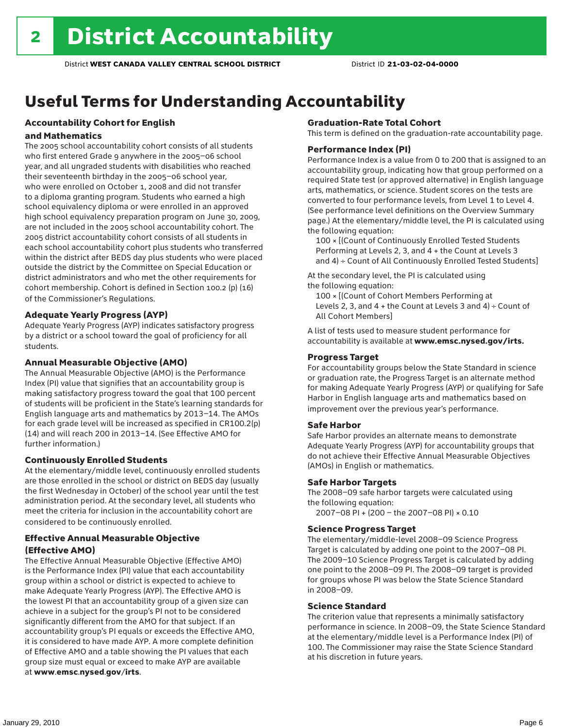# 2 District Accountability

District **WEST CANADA VALLEY CENTRAL SCHOOL DISTRICT** District ID **21-03-02-04-0000**

## Useful Terms for Understanding Accountability

### Accountability Cohort for English and Mathematics

The 2005 school accountability cohort consists of all students who first entered Grade 9 anywhere in the 2005–06 school year, and all ungraded students with disabilities who reached their seventeenth birthday in the 2005–06 school year, who were enrolled on October 1, 2008 and did not transfer to a diploma granting program. Students who earned a high school equivalency diploma or were enrolled in an approved high school equivalency preparation program on June 30, 2009, are not included in the 2005 school accountability cohort. The 2005 district accountability cohort consists of all students in each school accountability cohort plus students who transferred within the district after BEDS day plus students who were placed outside the district by the Committee on Special Education or district administrators and who met the other requirements for cohort membership. Cohort is defined in Section 100.2 (p) (16) of the Commissioner's Regulations.

### Adequate Yearly Progress (AYP)

Adequate Yearly Progress (AYP) indicates satisfactory progress by a district or a school toward the goal of proficiency for all students.

### Annual Measurable Objective (AMO)

The Annual Measurable Objective (AMO) is the Performance Index (PI) value that signifies that an accountability group is making satisfactory progress toward the goal that 100 percent of students will be proficient in the State's learning standards for English language arts and mathematics by 2013–14. The AMOs for each grade level will be increased as specified in CR100.2(p)(14) and will reach 200 in 2013–14. (See Effective AMO for further information.)

### Continuously Enrolled Students

At the elementary/middle level, continuously enrolled students are those enrolled in the school or district on BEDS day (usually the first Wednesday in October) of the school year until the test administration period. At the secondary level, all students who meet the criteria for inclusion in the accountability cohort are considered to be continuously enrolled.

### Effective Annual Measurable Objective (Effective AMO)

The Effective Annual Measurable Objective (Effective AMO) is the Performance Index (PI) value that each accountability group within a school or district is expected to achieve to make Adequate Yearly Progress (AYP). The Effective AMO is the lowest PI that an accountability group of a given size can achieve in a subject for the group's PI not to be considered significantly different from the AMO for that subject. If an accountability group's PI equals or exceeds the Effective AMO, it is considered to have made AYP. A more complete definition of Effective AMO and a table showing the PI values that each group size must equal or exceed to make AYP are available at **www.emsc.nysed.gov/irts**.

### Graduation-Rate Total Cohort

This term is defined on the graduation-rate accountability page.

### Performance Index (PI)

Performance Index is a value from 0 to 200 that is assigned to an accountability group, indicating how that group performed on a required State test (or approved alternative) in English language arts, mathematics, or science. Student scores on the tests are converted to four performance levels, from Level 1 to Level 4. (See performance level definitions on the Overview Summary page.) At the elementary/middle level, the PI is calculated using the following equation:

100 × [(Count of Continuously Enrolled Tested Students Performing at Levels 2, 3, and 4 + the Count at Levels 3 and 4) ÷ Count of All Continuously Enrolled Tested Students]

At the secondary level, the PI is calculated using the following equation:

100 × [(Count of Cohort Members Performing at Levels 2, 3, and 4 + the Count at Levels 3 and 4) ÷ Count of All Cohort Members]

A list of tests used to measure student performance for accountability is available at **www.emsc.nysed.gov/irts.**

### Progress Target

For accountability groups below the State Standard in science or graduation rate, the Progress Target is an alternate method for making Adequate Yearly Progress (AYP) or qualifying for Safe Harbor in English language arts and mathematics based on improvement over the previous year's performance.

### Safe Harbor

Safe Harbor provides an alternate means to demonstrate Adequate Yearly Progress (AYP) for accountability groups that do not achieve their Effective Annual Measurable Objectives (AMOs) in English or mathematics.

### Safe Harbor Targets

The 2008–09 safe harbor targets were calculated using the following equation:

2007–08 PI + (200 – the 2007–08 PI) × 0.10

### Science Progress Target

The elementary/middle-level 2008–09 Science Progress Target is calculated by adding one point to the 2007–08 PI. The 2009–10 Science Progress Target is calculated by adding one point to the 2008–09 PI. The 2008–09 target is provided for groups whose PI was below the State Science Standard in 2008–09.

### Science Standard

The criterion value that represents a minimally satisfactory performance in science. In 2008–09, the State Science Standard at the elementary/middle level is a Performance Index (PI) of 100. The Commissioner may raise the State Science Standard at his discretion in future years.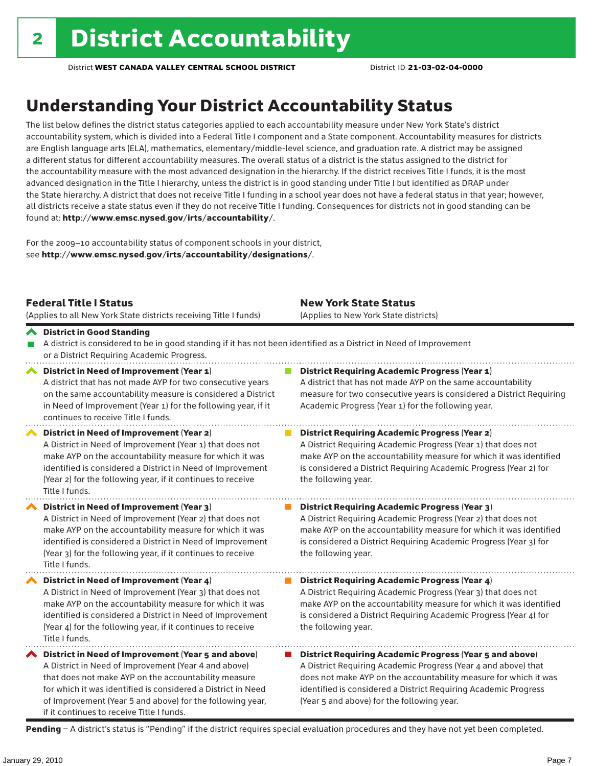# 2 District Accountability

District **WEST CANADA VALLEY CENTRAL SCHOOL DISTRICT** District ID **21-03-02-04-0000**

## Understanding Your District Accountability Status

The list below defines the district status categories applied to each accountability measure under New York State's district accountability system, which is divided into a Federal Title I component and a State component. Accountability measures for districts are English language arts (ELA), mathematics, elementary/middle-level science, and graduation rate. A district may be assigned a different status for different accountability measures. The overall status of a district is the status assigned to the district for the accountability measure with the most advanced designation in the hierarchy. If the district receives Title I funds, it is the most advanced designation in the Title I hierarchy, unless the district is in good standing under Title I but identified as DRAP under the State hierarchy. A district that does not receive Title I funding in a school year does not have a federal status in that year; however, all districts receive a state status even if they do not receive Title I funding. Consequences for districts not in good standing can be found at: **http://www.emsc.nysed.gov/irts/accountability/**.

For the 2009–10 accountability status of component schools in your district, see **http://www.emsc.nysed.gov/irts/accountability/designations/**.

| **Federal Title I Status** (Applies to all New York State districts receiving Title I funds) | **New York State Status** (Applies to New York State districts) |
|---|---|
| **District in Good Standing** A district is considered to be in good standing if it has not been identified as a District in Need of Improvement or a District Requiring Academic Progress. | |
| **District in Need of Improvement (Year 1)** A district that has not made AYP for two consecutive years on the same accountability measure is considered a District in Need of Improvement (Year 1) for the following year, if it continues to receive Title I funds. | **District Requiring Academic Progress (Year 1)** A district that has not made AYP on the same accountability measure for two consecutive years is considered a District Requiring Academic Progress (Year 1) for the following year. |
| **District in Need of Improvement (Year 2)** A District in Need of Improvement (Year 1) that does not make AYP on the accountability measure for which it was identified is considered a District in Need of Improvement (Year 2) for the following year, if it continues to receive Title I funds. | **District Requiring Academic Progress (Year 2)** A District Requiring Academic Progress (Year 1) that does not make AYP on the accountability measure for which it was identified is considered a District Requiring Academic Progress (Year 2) for the following year. |
| **District in Need of Improvement (Year 3)** A District in Need of Improvement (Year 2) that does not make AYP on the accountability measure for which it was identified is considered a District in Need of Improvement (Year 3) for the following year, if it continues to receive Title I funds. | **District Requiring Academic Progress (Year 3)** A District Requiring Academic Progress (Year 2) that does not make AYP on the accountability measure for which it was identified is considered a District Requiring Academic Progress (Year 3) for the following year. |
| **District in Need of Improvement (Year 4)** A District in Need of Improvement (Year 3) that does not make AYP on the accountability measure for which it was identified is considered a District in Need of Improvement (Year 4) for the following year, if it continues to receive Title I funds. | **District Requiring Academic Progress (Year 4)** A District Requiring Academic Progress (Year 3) that does not make AYP on the accountability measure for which it was identified is considered a District Requiring Academic Progress (Year 4) for the following year. |
| **District in Need of Improvement (Year 5 and above)** A District in Need of Improvement (Year 4 and above) that does not make AYP on the accountability measure for which it was identified is considered a District in Need of Improvement (Year 5 and above) for the following year, if it continues to receive Title I funds. | **District Requiring Academic Progress (Year 5 and above)** A District Requiring Academic Progress (Year 4 and above) that does not make AYP on the accountability measure for which it was identified is considered a District Requiring Academic Progress (Year 5 and above) for the following year. |

**Pending** – A district's status is "Pending" if the district requires special evaluation procedures and they have not yet been completed.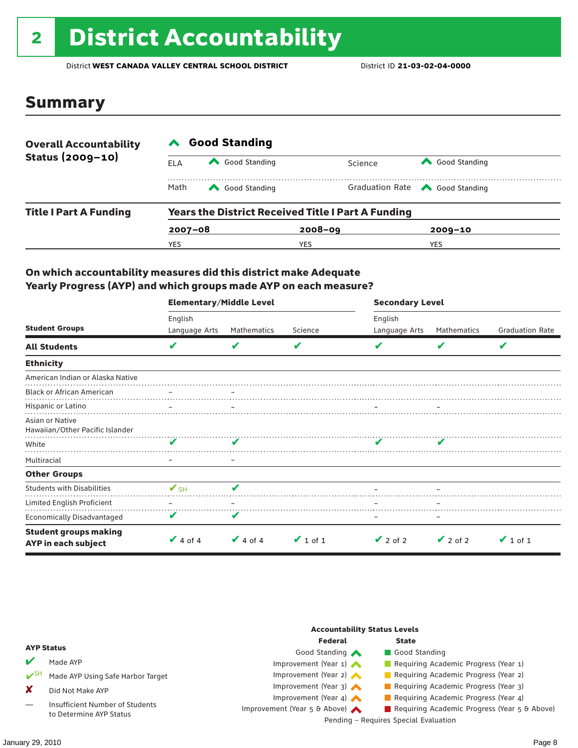# 2 District Accountability

District **WEST CANADA VALLEY CENTRAL SCHOOL DISTRICT** District ID **21-03-02-04-0000**

## Summary

**Overall Accountability Status (2009–10)**

**Good Standing**

| | | | |
|---|---|---|---|
| ELA | Good Standing | Science | Good Standing |
| Math | Good Standing | Graduation Rate | Good Standing |

**Title I Part A Funding**

**Years the District Received Title I Part A Funding**

| 2007–08 | 2008–09 | 2009–10 |
|---|---|---|
| YES | YES | YES |

### On which accountability measures did this district make Adequate Yearly Progress (AYP) and which groups made AYP on each measure?

| Student Groups | Elementary/Middle Level: English Language Arts | Elementary/Middle Level: Mathematics | Elementary/Middle Level: Science | Secondary Level: English Language Arts | Secondary Level: Mathematics | Secondary Level: Graduation Rate |
|---|---|---|---|---|---|---|
| **All Students** | ✔ | ✔ | ✔ | ✔ | ✔ | ✔ |
| **Ethnicity** | | | | | | |
| American Indian or Alaska Native | | | | | | |
| Black or African American | – | – | | | | |
| Hispanic or Latino | – | – | | – | – | |
| Asian or Native Hawaiian/Other Pacific Islander | | | | | | |
| White | ✔ | ✔ | | ✔ | ✔ | |
| Multiracial | – | – | | | | |
| **Other Groups** | | | | | | |
| Students with Disabilities | ✔SH | ✔ | | – | – | |
| Limited English Proficient | – | – | | – | – | |
| Economically Disadvantaged | ✔ | ✔ | | – | – | |
| **Student groups making AYP in each subject** | ✔ 4 of 4 | ✔ 4 of 4 | ✔ 1 of 1 | ✔ 2 of 2 | ✔ 2 of 2 | ✔ 1 of 1 |

**AYP Status**

- ✔ Made AYP
- ✔SH Made AYP Using Safe Harbor Target
- ✘ Did Not Make AYP
- — Insufficient Number of Students to Determine AYP Status

**Accountability Status Levels**

| Federal | State |
|---|---|
| Good Standing | Good Standing |
| Improvement (Year 1) | Requiring Academic Progress (Year 1) |
| Improvement (Year 2) | Requiring Academic Progress (Year 2) |
| Improvement (Year 3) | Requiring Academic Progress (Year 3) |
| Improvement (Year 4) | Requiring Academic Progress (Year 4) |
| Improvement (Year 5 & Above) | Requiring Academic Progress (Year 5 & Above) |

Pending – Requires Special Evaluation

January 29, 2010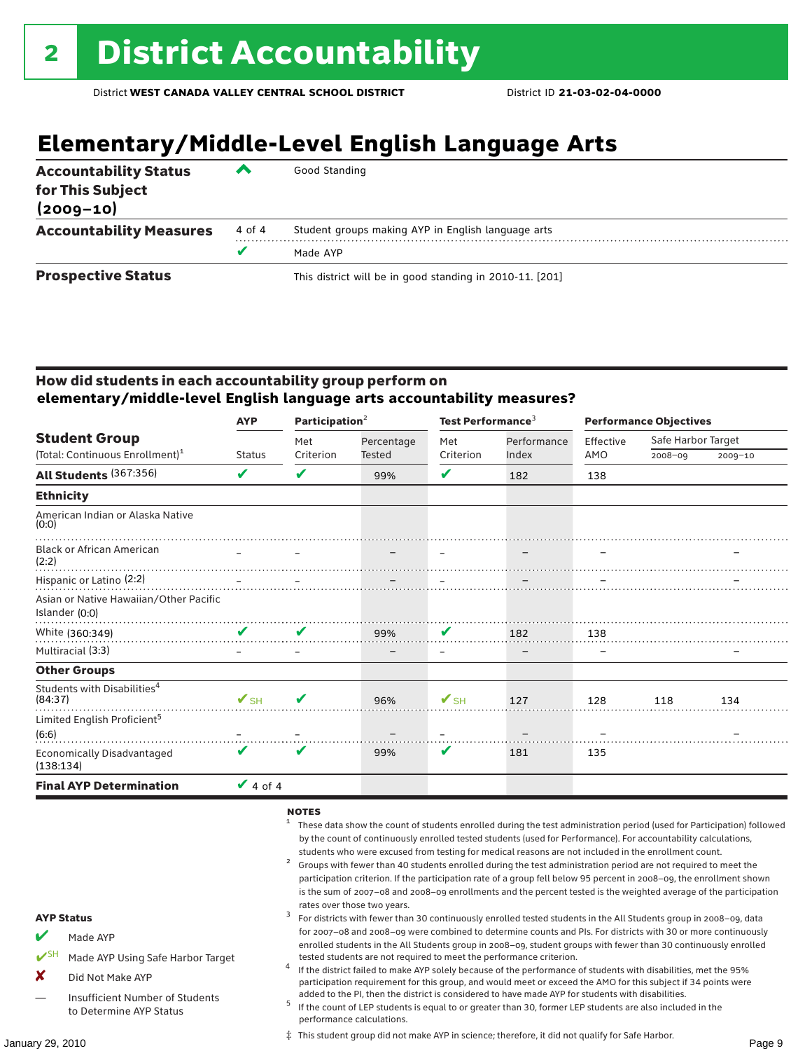# 2 District Accountability

District **WEST CANADA VALLEY CENTRAL SCHOOL DISTRICT** District ID **21-03-02-04-0000**

## Elementary/Middle-Level English Language Arts

| | | |
|---|---|---|
| **Accountability Status for This Subject (2009–10)** | ^ | Good Standing |
| **Accountability Measures** | 4 of 4 | Student groups making AYP in English language arts |
| | ✔ | Made AYP |
| **Prospective Status** | | This district will be in good standing in 2010-11. [201] |

### How did students in each accountability group perform on elementary/middle-level English language arts accountability measures?

| Student Group (Total: Continuous Enrollment)[1] | AYP | Participation[2] | | Test Performance[3] | | Performance Objectives | | |
|---|---|---|---|---|---|---|---|---|
| | Status | Met Criterion | Percentage Tested | Met Criterion | Performance Index | Effective AMO | Safe Harbor Target 2008–09 | Safe Harbor Target 2009–10 |
| **All Students** (367:356) | ✔ | ✔ | 99% | ✔ | 182 | 138 | | |
| **Ethnicity** | | | | | | | | |
| American Indian or Alaska Native (0:0) | | | | | | | | |
| Black or African American (2:2) | – | – | – | – | – | – | | – |
| Hispanic or Latino (2:2) | – | – | – | – | – | – | | – |
| Asian or Native Hawaiian/Other Pacific Islander (0:0) | | | | | | | | |
| White (360:349) | ✔ | ✔ | 99% | ✔ | 182 | 138 | | |
| Multiracial (3:3) | – | – | – | – | – | – | | – |
| **Other Groups** | | | | | | | | |
| Students with Disabilities[4] (84:37) | ✔SH | ✔ | 96% | ✔SH | 127 | 128 | 118 | 134 |
| Limited English Proficient[5] (6:6) | – | – | – | – | – | – | | – |
| Economically Disadvantaged (138:134) | ✔ | ✔ | 99% | ✔ | 181 | 135 | | |
| **Final AYP Determination** | ✔ 4 of 4 | | | | | | | |

**AYP Status**

- ✔ Made AYP
- ✔SH Made AYP Using Safe Harbor Target
- ✘ Did Not Make AYP
- — Insufficient Number of Students to Determine AYP Status

**NOTES**

1. These data show the count of students enrolled during the test administration period (used for Participation) followed by the count of continuously enrolled tested students (used for Performance). For accountability calculations, students who were excused from testing for medical reasons are not included in the enrollment count.
2. Groups with fewer than 40 students enrolled during the test administration period are not required to meet the participation criterion. If the participation rate of a group fell below 95 percent in 2008–09, the enrollment shown is the sum of 2007–08 and 2008–09 enrollments and the percent tested is the weighted average of the participation rates over those two years.
3. For districts with fewer than 30 continuously enrolled tested students in the All Students group in 2008–09, data for 2007–08 and 2008–09 were combined to determine counts and PIs. For districts with 30 or more continuously enrolled students in the All Students group in 2008–09, student groups with fewer than 30 continuously enrolled tested students are not required to meet the performance criterion.
4. If the district failed to make AYP solely because of the performance of students with disabilities, met the 95% participation requirement for this group, and would meet or exceed the AMO for this subject if 34 points were added to the PI, then the district is considered to have made AYP for students with disabilities.
5. If the count of LEP students is equal to or greater than 30, former LEP students are also included in the performance calculations.

‡ This student group did not make AYP in science; therefore, it did not qualify for Safe Harbor.

January 29, 2010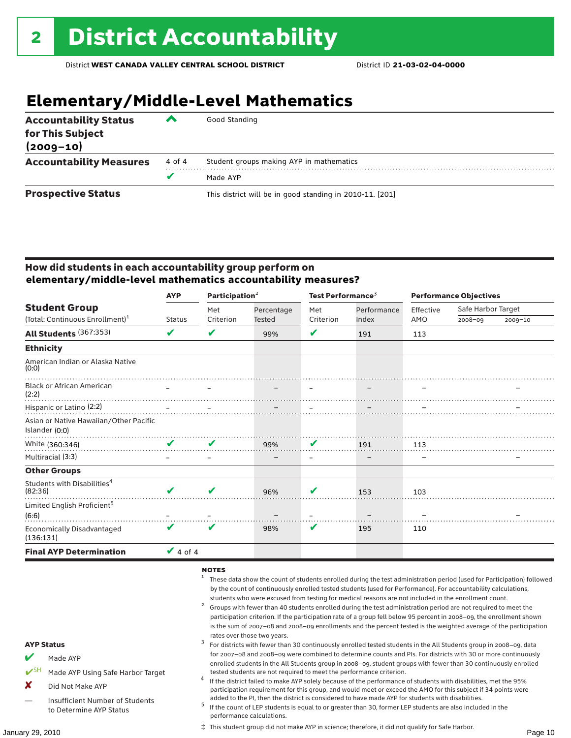# 2 District Accountability

District **WEST CANADA VALLEY CENTRAL SCHOOL DISTRICT** District ID **21-03-02-04-0000**

## Elementary/Middle-Level Mathematics

| | | |
|---|---|---|
| **Accountability Status for This Subject (2009–10)** | ^ | Good Standing |
| **Accountability Measures** | 4 of 4 | Student groups making AYP in mathematics |
| | ✔ | Made AYP |
| **Prospective Status** | | This district will be in good standing in 2010-11. [201] |

### How did students in each accountability group perform on elementary/middle-level mathematics accountability measures?

| Student Group (Total: Continuous Enrollment)[1] | AYP | Participation[2] | | Test Performance[3] | | Performance Objectives | | |
|---|---|---|---|---|---|---|---|---|
| | Status | Met Criterion | Percentage Tested | Met Criterion | Performance Index | Effective AMO | Safe Harbor Target 2008–09 | Safe Harbor Target 2009–10 |
| **All Students** (367:353) | ✔ | ✔ | 99% | ✔ | 191 | 113 | | |
| **Ethnicity** | | | | | | | | |
| American Indian or Alaska Native (0:0) | | | | | | | | |
| Black or African American (2:2) | – | – | – | – | – | – | | – |
| Hispanic or Latino (2:2) | – | – | – | – | – | – | | – |
| Asian or Native Hawaiian/Other Pacific Islander (0:0) | | | | | | | | |
| White (360:346) | ✔ | ✔ | 99% | ✔ | 191 | 113 | | |
| Multiracial (3:3) | – | – | – | – | – | – | | – |
| **Other Groups** | | | | | | | | |
| Students with Disabilities[4] (82:36) | ✔ | ✔ | 96% | ✔ | 153 | 103 | | |
| Limited English Proficient[5] (6:6) | – | – | – | – | – | – | | – |
| Economically Disadvantaged (136:131) | ✔ | ✔ | 98% | ✔ | 195 | 110 | | |
| **Final AYP Determination** | ✔ 4 of 4 | | | | | | | |

**AYP Status**

- ✔ Made AYP
- ✔SH Made AYP Using Safe Harbor Target
- ✘ Did Not Make AYP
- — Insufficient Number of Students to Determine AYP Status

**NOTES**

1. These data show the count of students enrolled during the test administration period (used for Participation) followed by the count of continuously enrolled tested students (used for Performance). For accountability calculations, students who were excused from testing for medical reasons are not included in the enrollment count.
2. Groups with fewer than 40 students enrolled during the test administration period are not required to meet the participation criterion. If the participation rate of a group fell below 95 percent in 2008–09, the enrollment shown is the sum of 2007–08 and 2008–09 enrollments and the percent tested is the weighted average of the participation rates over those two years.
3. For districts with fewer than 30 continuously enrolled tested students in the All Students group in 2008–09, data for 2007–08 and 2008–09 were combined to determine counts and PIs. For districts with 30 or more continuously enrolled students in the All Students group in 2008–09, student groups with fewer than 30 continuously enrolled tested students are not required to meet the performance criterion.
4. If the district failed to make AYP solely because of the performance of students with disabilities, met the 95% participation requirement for this group, and would meet or exceed the AMO for this subject if 34 points were added to the PI, then the district is considered to have made AYP for students with disabilities.
5. If the count of LEP students is equal to or greater than 30, former LEP students are also included in the performance calculations.

‡ This student group did not make AYP in science; therefore, it did not qualify for Safe Harbor.

January 29, 2010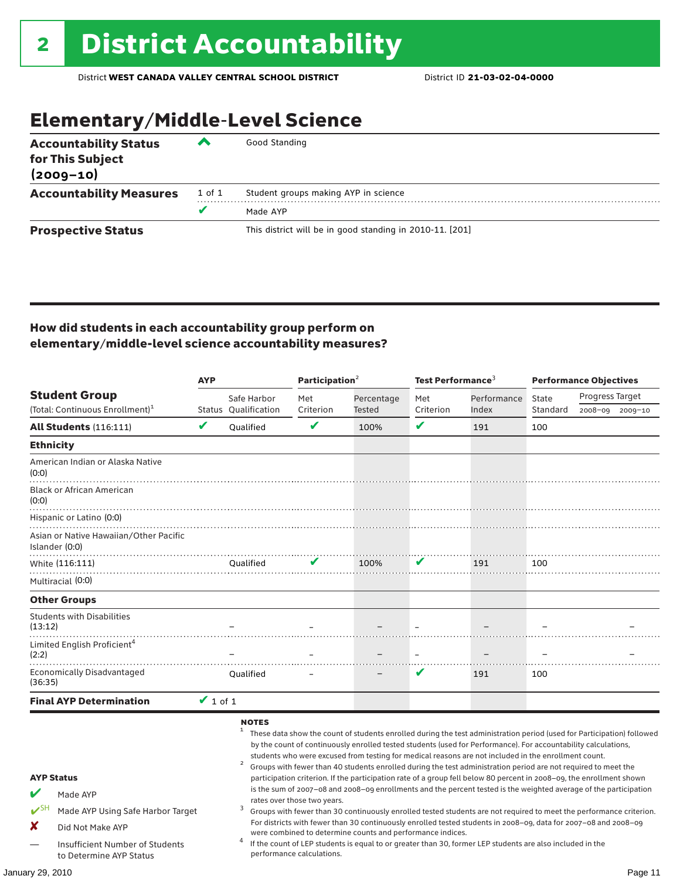# 2 District Accountability

District **WEST CANADA VALLEY CENTRAL SCHOOL DISTRICT** District ID **21-03-02-04-0000**

## Elementary/Middle-Level Science

| | | |
|---|---|---|
| **Accountability Status for This Subject (2009–10)** | ^ | Good Standing |
| **Accountability Measures** | 1 of 1 | Student groups making AYP in science |
| | ✔ | Made AYP |
| **Prospective Status** | | This district will be in good standing in 2010-11. [201] |

### How did students in each accountability group perform on elementary/middle-level science accountability measures?

| Student Group (Total: Continuous Enrollment)[1] | AYP | | Participation[2] | | Test Performance[3] | | Performance Objectives | | |
|---|---|---|---|---|---|---|---|---|---|
| | Status | Safe Harbor Qualification | Met Criterion | Percentage Tested | Met Criterion | Performance Index | State Standard | Progress Target 2008–09 | Progress Target 2009–10 |
| **All Students** (116:111) | ✔ | Qualified | ✔ | 100% | ✔ | 191 | 100 | | |
| **Ethnicity** | | | | | | | | | |
| American Indian or Alaska Native (0:0) | | | | | | | | | |
| Black or African American (0:0) | | | | | | | | | |
| Hispanic or Latino (0:0) | | | | | | | | | |
| Asian or Native Hawaiian/Other Pacific Islander (0:0) | | | | | | | | | |
| White (116:111) | | Qualified | ✔ | 100% | ✔ | 191 | 100 | | |
| Multiracial (0:0) | | | | | | | | | |
| **Other Groups** | | | | | | | | | |
| Students with Disabilities (13:12) | | – | – | – | – | – | – | | – |
| Limited English Proficient[4] (2:2) | | – | – | – | – | – | – | | – |
| Economically Disadvantaged (36:35) | | Qualified | – | – | ✔ | 191 | 100 | | |
| **Final AYP Determination** | ✔ 1 of 1 | | | | | | | | |

**AYP Status**

- ✔ Made AYP
- ✔SH Made AYP Using Safe Harbor Target
- ✘ Did Not Make AYP
- — Insufficient Number of Students to Determine AYP Status

**NOTES**

1. These data show the count of students enrolled during the test administration period (used for Participation) followed by the count of continuously enrolled tested students (used for Performance). For accountability calculations, students who were excused from testing for medical reasons are not included in the enrollment count.
2. Groups with fewer than 40 students enrolled during the test administration period are not required to meet the participation criterion. If the participation rate of a group fell below 80 percent in 2008–09, the enrollment shown is the sum of 2007–08 and 2008–09 enrollments and the percent tested is the weighted average of the participation rates over those two years.
3. Groups with fewer than 30 continuously enrolled tested students are not required to meet the performance criterion. For districts with fewer than 30 continuously enrolled tested students in 2008–09, data for 2007–08 and 2008–09 were combined to determine counts and performance indices.
4. If the count of LEP students is equal to or greater than 30, former LEP students are also included in the performance calculations.

January 29, 2010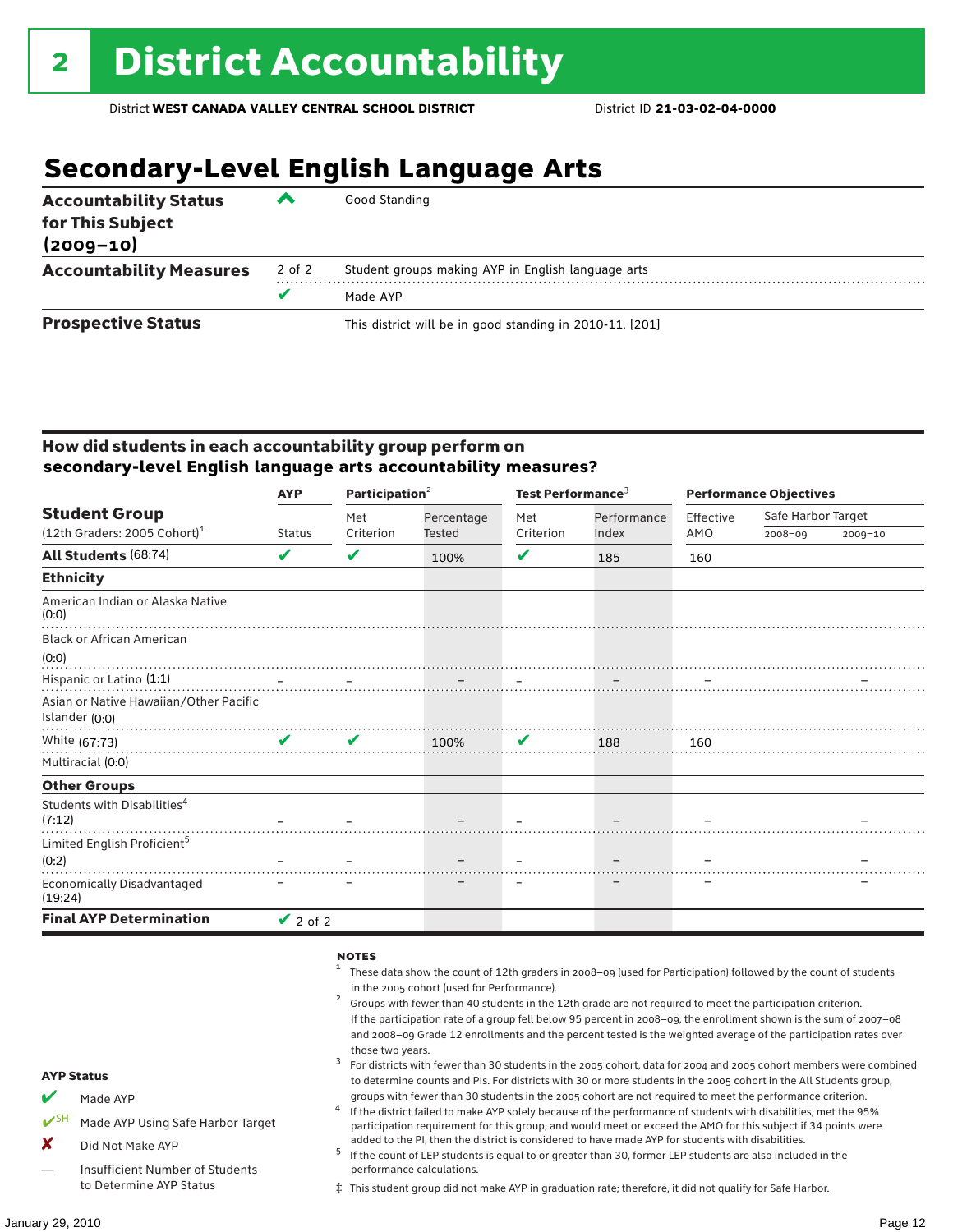# 2 District Accountability

District **WEST CANADA VALLEY CENTRAL SCHOOL DISTRICT** District ID **21-03-02-04-0000**

## Secondary-Level English Language Arts

| | | |
|---|---|---|
| **Accountability Status for This Subject (2009–10)** | ^ | Good Standing |
| **Accountability Measures** | 2 of 2 | Student groups making AYP in English language arts |
| | ✔ | Made AYP |
| **Prospective Status** | | This district will be in good standing in 2010-11. [201] |

### How did students in each accountability group perform on secondary-level English language arts accountability measures?

| Student Group (12th Graders: 2005 Cohort)[1] | AYP Status | Participation[2] Met Criterion | Participation[2] Percentage Tested | Test Performance[3] Met Criterion | Test Performance[3] Performance Index | Performance Objectives Effective AMO | Safe Harbor Target 2008–09 | Safe Harbor Target 2009–10 |
|---|---|---|---|---|---|---|---|---|
| **All Students** (68:74) | ✔ | ✔ | 100% | ✔ | 185 | 160 | | |
| **Ethnicity** | | | | | | | | |
| American Indian or Alaska Native (0:0) | | | | | | | | |
| Black or African American (0:0) | | | | | | | | |
| Hispanic or Latino (1:1) | – | – | – | – | – | – | | – |
| Asian or Native Hawaiian/Other Pacific Islander (0:0) | | | | | | | | |
| White (67:73) | ✔ | ✔ | 100% | ✔ | 188 | 160 | | |
| Multiracial (0:0) | | | | | | | | |
| **Other Groups** | | | | | | | | |
| Students with Disabilities[4] (7:12) | – | – | – | – | – | – | | – |
| Limited English Proficient[5] (0:2) | – | – | – | – | – | – | | – |
| Economically Disadvantaged (19:24) | – | – | – | – | – | – | | – |
| **Final AYP Determination** | ✔ 2 of 2 | | | | | | | |

**NOTES**

1. These data show the count of 12th graders in 2008–09 (used for Participation) followed by the count of students in the 2005 cohort (used for Performance).
2. Groups with fewer than 40 students in the 12th grade are not required to meet the participation criterion. If the participation rate of a group fell below 95 percent in 2008–09, the enrollment shown is the sum of 2007–08 and 2008–09 Grade 12 enrollments and the percent tested is the weighted average of the participation rates over those two years.
3. For districts with fewer than 30 students in the 2005 cohort, data for 2004 and 2005 cohort members were combined to determine counts and PIs. For districts with 30 or more students in the 2005 cohort in the All Students group, groups with fewer than 30 students in the 2005 cohort are not required to meet the performance criterion.
4. If the district failed to make AYP solely because of the performance of students with disabilities, met the 95% participation requirement for this group, and would meet or exceed the AMO for this subject if 34 points were added to the PI, then the district is considered to have made AYP for students with disabilities.
5. If the count of LEP students is equal to or greater than 30, former LEP students are also included in the performance calculations.

‡ This student group did not make AYP in graduation rate; therefore, it did not qualify for Safe Harbor.

**AYP Status**

- ✔ Made AYP
- ✔SH Made AYP Using Safe Harbor Target
- ✘ Did Not Make AYP
- — Insufficient Number of Students to Determine AYP Status

January 29, 2010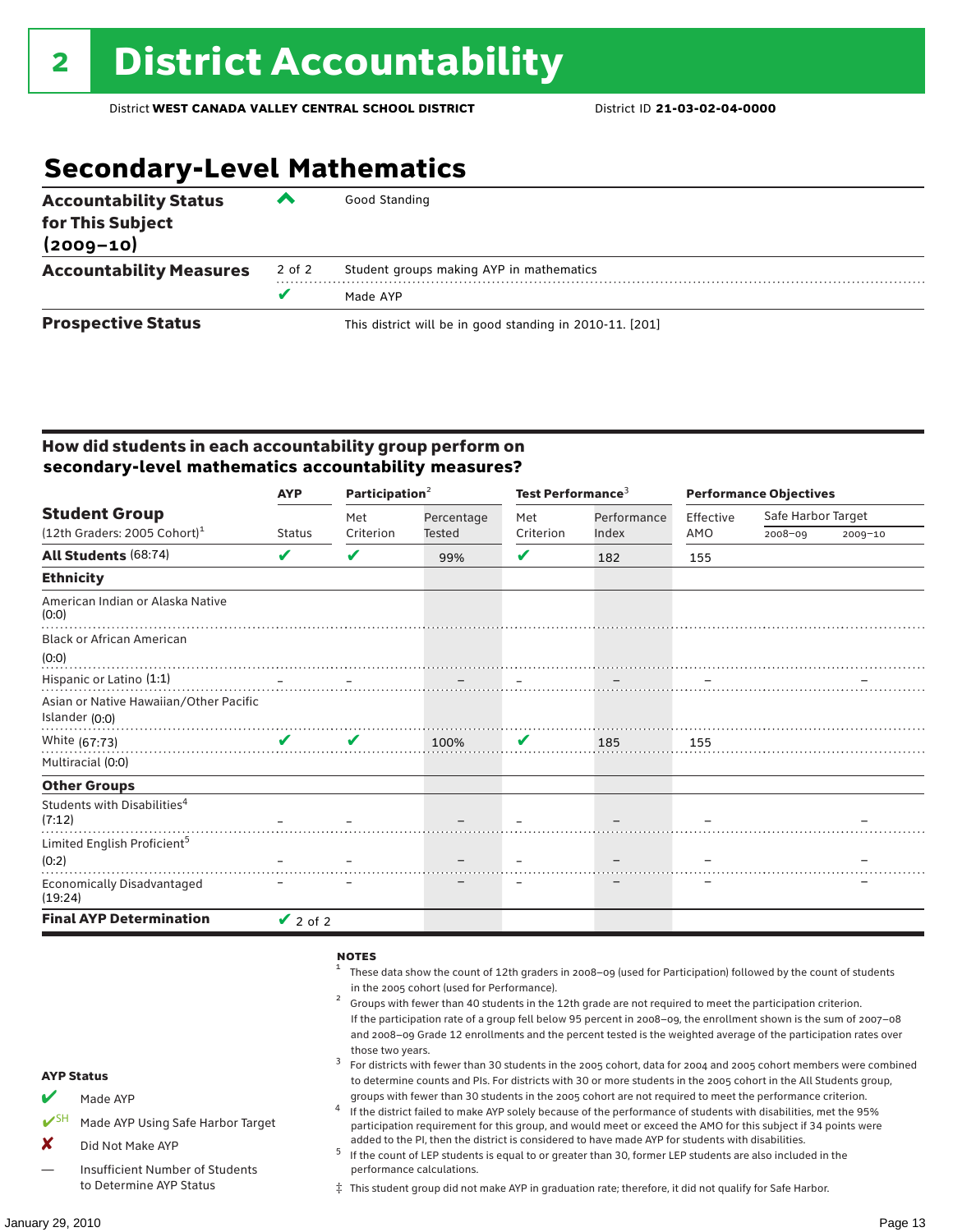# 2 District Accountability

District **WEST CANADA VALLEY CENTRAL SCHOOL DISTRICT** District ID **21-03-02-04-0000**

## Secondary-Level Mathematics

| | | |
|---|---|---|
| **Accountability Status for This Subject (2009–10)** | ^ | Good Standing |
| **Accountability Measures** | 2 of 2 | Student groups making AYP in mathematics |
| | ✔ | Made AYP |
| **Prospective Status** | | This district will be in good standing in 2010-11. [201] |

### How did students in each accountability group perform on secondary-level mathematics accountability measures?

| Student Group (12th Graders: 2005 Cohort)[1] | AYP Status | Participation[2] Met Criterion | Participation[2] Percentage Tested | Test Performance[3] Met Criterion | Test Performance[3] Performance Index | Performance Objectives Effective AMO | Safe Harbor Target 2008–09 | Safe Harbor Target 2009–10 |
|---|---|---|---|---|---|---|---|---|
| **All Students** (68:74) | ✔ | ✔ | 99% | ✔ | 182 | 155 | | |
| **Ethnicity** | | | | | | | | |
| American Indian or Alaska Native (0:0) | | | | | | | | |
| Black or African American (0:0) | | | | | | | | |
| Hispanic or Latino (1:1) | – | – | – | – | – | – | | – |
| Asian or Native Hawaiian/Other Pacific Islander (0:0) | | | | | | | | |
| White (67:73) | ✔ | ✔ | 100% | ✔ | 185 | 155 | | |
| Multiracial (0:0) | | | | | | | | |
| **Other Groups** | | | | | | | | |
| Students with Disabilities[4] (7:12) | – | – | – | – | – | – | | – |
| Limited English Proficient[5] (0:2) | – | – | – | – | – | – | | – |
| Economically Disadvantaged (19:24) | – | – | – | – | – | – | | – |
| **Final AYP Determination** | ✔ 2 of 2 | | | | | | | |

**NOTES**

1. These data show the count of 12th graders in 2008–09 (used for Participation) followed by the count of students in the 2005 cohort (used for Performance).
2. Groups with fewer than 40 students in the 12th grade are not required to meet the participation criterion. If the participation rate of a group fell below 95 percent in 2008–09, the enrollment shown is the sum of 2007–08 and 2008–09 Grade 12 enrollments and the percent tested is the weighted average of the participation rates over those two years.
3. For districts with fewer than 30 students in the 2005 cohort, data for 2004 and 2005 cohort members were combined to determine counts and PIs. For districts with 30 or more students in the 2005 cohort in the All Students group, groups with fewer than 30 students in the 2005 cohort are not required to meet the performance criterion.
4. If the district failed to make AYP solely because of the performance of students with disabilities, met the 95% participation requirement for this group, and would meet or exceed the AMO for this subject if 34 points were added to the PI, then the district is considered to have made AYP for students with disabilities.
5. If the count of LEP students is equal to or greater than 30, former LEP students are also included in the performance calculations.

‡ This student group did not make AYP in graduation rate; therefore, it did not qualify for Safe Harbor.

**AYP Status**

- ✔ Made AYP
- ✔SH Made AYP Using Safe Harbor Target
- ✘ Did Not Make AYP
- — Insufficient Number of Students to Determine AYP Status

January 29, 2010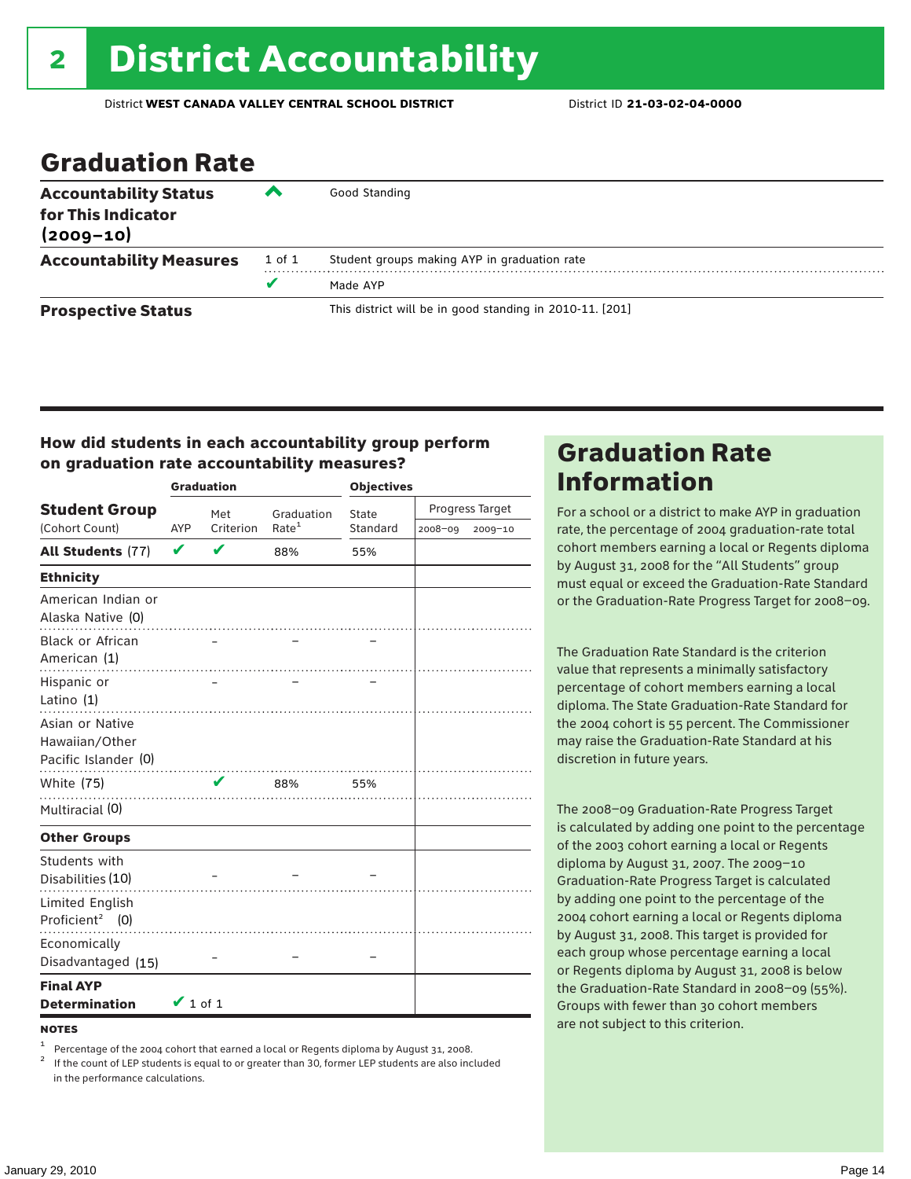# 2 District Accountability

District **WEST CANADA VALLEY CENTRAL SCHOOL DISTRICT** District ID **21-03-02-04-0000**

## Graduation Rate

| | | |
|---|---|---|
| **Accountability Status for This Indicator (2009–10)** | ^ | Good Standing |
| **Accountability Measures** | 1 of 1 | Student groups making AYP in graduation rate |
| | ✔ | Made AYP |
| **Prospective Status** | | This district will be in good standing in 2010-11. [201] |

### How did students in each accountability group perform on graduation rate accountability measures?

| Student Group (Cohort Count) | Graduation AYP | Met Criterion | Graduation Rate[1] | Objectives State Standard | Progress Target 2008–09 | Progress Target 2009–10 |
|---|---|---|---|---|---|---|
| **All Students** (77) | ✔ | ✔ | 88% | 55% | | |
| **Ethnicity** | | | | | | |
| American Indian or Alaska Native (0) | | | | | | |
| Black or African American (1) | | – | – | – | | |
| Hispanic or Latino (1) | | – | – | – | | |
| Asian or Native Hawaiian/Other Pacific Islander (0) | | | | | | |
| White (75) | | ✔ | 88% | 55% | | |
| Multiracial (0) | | | | | | |
| **Other Groups** | | | | | | |
| Students with Disabilities (10) | | – | – | – | | |
| Limited English Proficient[2] (0) | | | | | | |
| Economically Disadvantaged (15) | | – | – | – | | |
| **Final AYP Determination** | ✔ 1 of 1 | | | | | |

**NOTES**

[1] Percentage of the 2004 cohort that earned a local or Regents diploma by August 31, 2008.

[2] If the count of LEP students is equal to or greater than 30, former LEP students are also included in the performance calculations.

## Graduation Rate Information

For a school or a district to make AYP in graduation rate, the percentage of 2004 graduation-rate total cohort members earning a local or Regents diploma by August 31, 2008 for the "All Students" group must equal or exceed the Graduation-Rate Standard or the Graduation-Rate Progress Target for 2008–09.

The Graduation Rate Standard is the criterion value that represents a minimally satisfactory percentage of cohort members earning a local diploma. The State Graduation-Rate Standard for the 2004 cohort is 55 percent. The Commissioner may raise the Graduation-Rate Standard at his discretion in future years.

The 2008–09 Graduation-Rate Progress Target is calculated by adding one point to the percentage of the 2003 cohort earning a local or Regents diploma by August 31, 2007. The 2009–10 Graduation-Rate Progress Target is calculated by adding one point to the percentage of the 2004 cohort earning a local or Regents diploma by August 31, 2008. This target is provided for each group whose percentage earning a local or Regents diploma by August 31, 2008 is below the Graduation-Rate Standard in 2008–09 (55%). Groups with fewer than 30 cohort members are not subject to this criterion.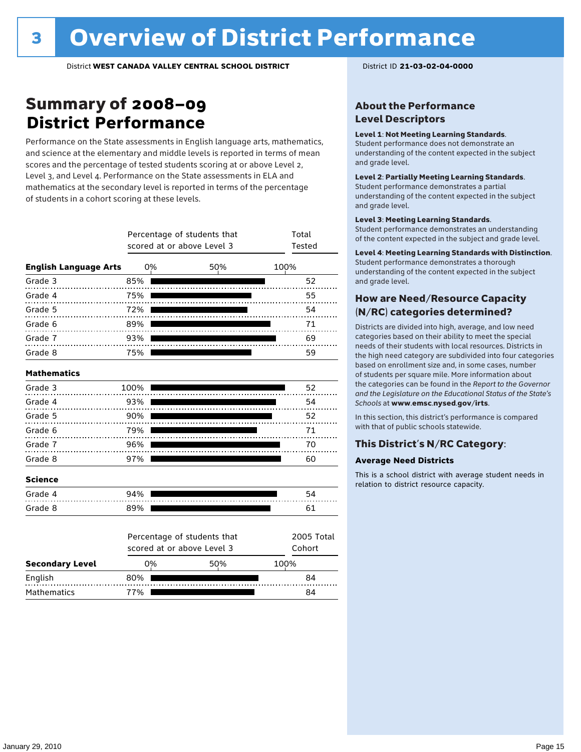# 3 Overview of District Performance

District **WEST CANADA VALLEY CENTRAL SCHOOL DISTRICT** District ID **21-03-02-04-0000**

## Summary of 2008–09 District Performance

Performance on the State assessments in English language arts, mathematics, and science at the elementary and middle levels is reported in terms of mean scores and the percentage of tested students scoring at or above Level 2, Level 3, and Level 4. Performance on the State assessments in ELA and mathematics at the secondary level is reported in terms of the percentage of students in a cohort scoring at these levels.

| | Percentage of students that scored at or above Level 3 | Total Tested |
|---|---|---|
| **English Language Arts** | | |
| Grade 3 | 85% | 52 |
| Grade 4 | 75% | 55 |
| Grade 5 | 72% | 54 |
| Grade 6 | 89% | 71 |
| Grade 7 | 93% | 69 |
| Grade 8 | 75% | 59 |
| **Mathematics** | | |
| Grade 3 | 100% | 52 |
| Grade 4 | 93% | 54 |
| Grade 5 | 90% | 52 |
| Grade 6 | 79% | 71 |
| Grade 7 | 96% | 70 |
| Grade 8 | 97% | 60 |
| **Science** | | |
| Grade 4 | 94% | 54 |
| Grade 8 | 89% | 61 |

| Secondary Level | Percentage of students that scored at or above Level 3 | 2005 Total Cohort |
|---|---|---|
| English | 80% | 84 |
| Mathematics | 77% | 84 |

### About the Performance Level Descriptors

**Level 1**: **Not Meeting Learning Standards**. Student performance does not demonstrate an understanding of the content expected in the subject and grade level.

**Level 2**: **Partially Meeting Learning Standards**. Student performance demonstrates a partial understanding of the content expected in the subject and grade level.

**Level 3**: **Meeting Learning Standards**. Student performance demonstrates an understanding of the content expected in the subject and grade level.

**Level 4**: **Meeting Learning Standards with Distinction**. Student performance demonstrates a thorough understanding of the content expected in the subject and grade level.

### How are Need/Resource Capacity (N/RC) categories determined?

Districts are divided into high, average, and low need categories based on their ability to meet the special needs of their students with local resources. Districts in the high need category are subdivided into four categories based on enrollment size and, in some cases, number of students per square mile. More information about the categories can be found in the *Report to the Governor and the Legislature on the Educational Status of the State's Schools* at **www.emsc.nysed.gov/irts**.

In this section, this district's performance is compared with that of public schools statewide.

### This District's N/RC Category:

**Average Need Districts**

This is a school district with average student needs in relation to district resource capacity.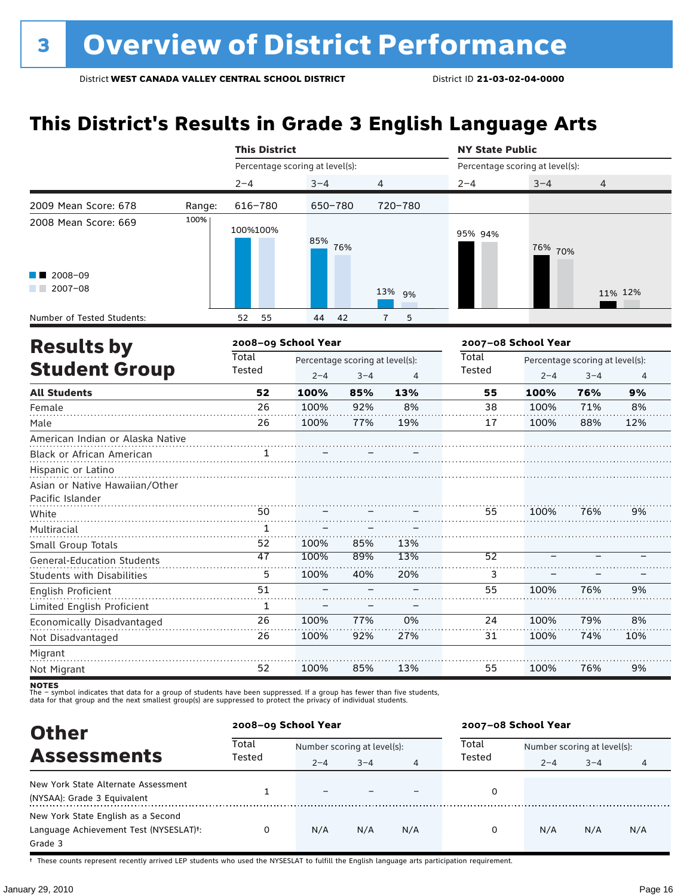# 3 Overview of District Performance

District **WEST CANADA VALLEY CENTRAL SCHOOL DISTRICT** District ID **21-03-02-04-0000**

## This District's Results in Grade 3 English Language Arts

| | | This District | | | NY State Public | | |
|---|---|---|---|---|---|---|---|
| | | Percentage scoring at level(s): | | | Percentage scoring at level(s): | | |
| | | 2–4 | 3–4 | 4 | 2–4 | 3–4 | 4 |
| 2009 Mean Score: 678 | Range: | 616–780 | 650–780 | 720–780 | | | |
| 2008 Mean Score: 669 | | | | | | | |
| 2008–09 | | 100% | 85% | 13% | 95% | 76% | 11% |
| 2007–08 | | 100% | 76% | 9% | 94% | 70% | 12% |
| Number of Tested Students: 2008–09 | | 52 | 44 | 7 | | | |
| Number of Tested Students: 2007–08 | | 55 | 42 | 5 | | | |

## Results by Student Group

| | 2008–09 School Year | | | | 2007–08 School Year | | | |
|---|---|---|---|---|---|---|---|---|
| | Total Tested | Percentage scoring at level(s): | | | Total Tested | Percentage scoring at level(s): | | |
| | | 2–4 | 3–4 | 4 | | 2–4 | 3–4 | 4 |
| **All Students** | **52** | **100%** | **85%** | **13%** | **55** | **100%** | **76%** | **9%** |
| Female | 26 | 100% | 92% | 8% | 38 | 100% | 71% | 8% |
| Male | 26 | 100% | 77% | 19% | 17 | 100% | 88% | 12% |
| American Indian or Alaska Native | | | | | | | | |
| Black or African American | 1 | – | – | – | | | | |
| Hispanic or Latino | | | | | | | | |
| Asian or Native Hawaiian/Other Pacific Islander | | | | | | | | |
| White | 50 | – | – | – | 55 | 100% | 76% | 9% |
| Multiracial | 1 | – | – | – | | | | |
| Small Group Totals | 52 | 100% | 85% | 13% | | | | |
| General-Education Students | 47 | 100% | 89% | 13% | 52 | – | – | – |
| Students with Disabilities | 5 | 100% | 40% | 20% | 3 | – | – | – |
| English Proficient | 51 | – | – | – | 55 | 100% | 76% | 9% |
| Limited English Proficient | 1 | – | – | – | | | | |
| Economically Disadvantaged | 26 | 100% | 77% | 0% | 24 | 100% | 79% | 8% |
| Not Disadvantaged | 26 | 100% | 92% | 27% | 31 | 100% | 74% | 10% |
| Migrant | | | | | | | | |
| Not Migrant | 52 | 100% | 85% | 13% | 55 | 100% | 76% | 9% |

**NOTES**
The – symbol indicates that data for a group of students have been suppressed. If a group has fewer than five students, data for that group and the next smallest group(s) are suppressed to protect the privacy of individual students.

## Other Assessments

| | 2008–09 School Year | | | | 2007–08 School Year | | | |
|---|---|---|---|---|---|---|---|---|
| | Total Tested | Number scoring at level(s): | | | Total Tested | Number scoring at level(s): | | |
| | | 2–4 | 3–4 | 4 | | 2–4 | 3–4 | 4 |
| New York State Alternate Assessment (NYSAA): Grade 3 Equivalent | 1 | – | – | – | 0 | | | |
| New York State English as a Second Language Achievement Test (NYSESLAT)†: Grade 3 | 0 | N/A | N/A | N/A | 0 | N/A | N/A | N/A |

† These counts represent recently arrived LEP students who used the NYSESLAT to fulfill the English language arts participation requirement.

January 29, 2010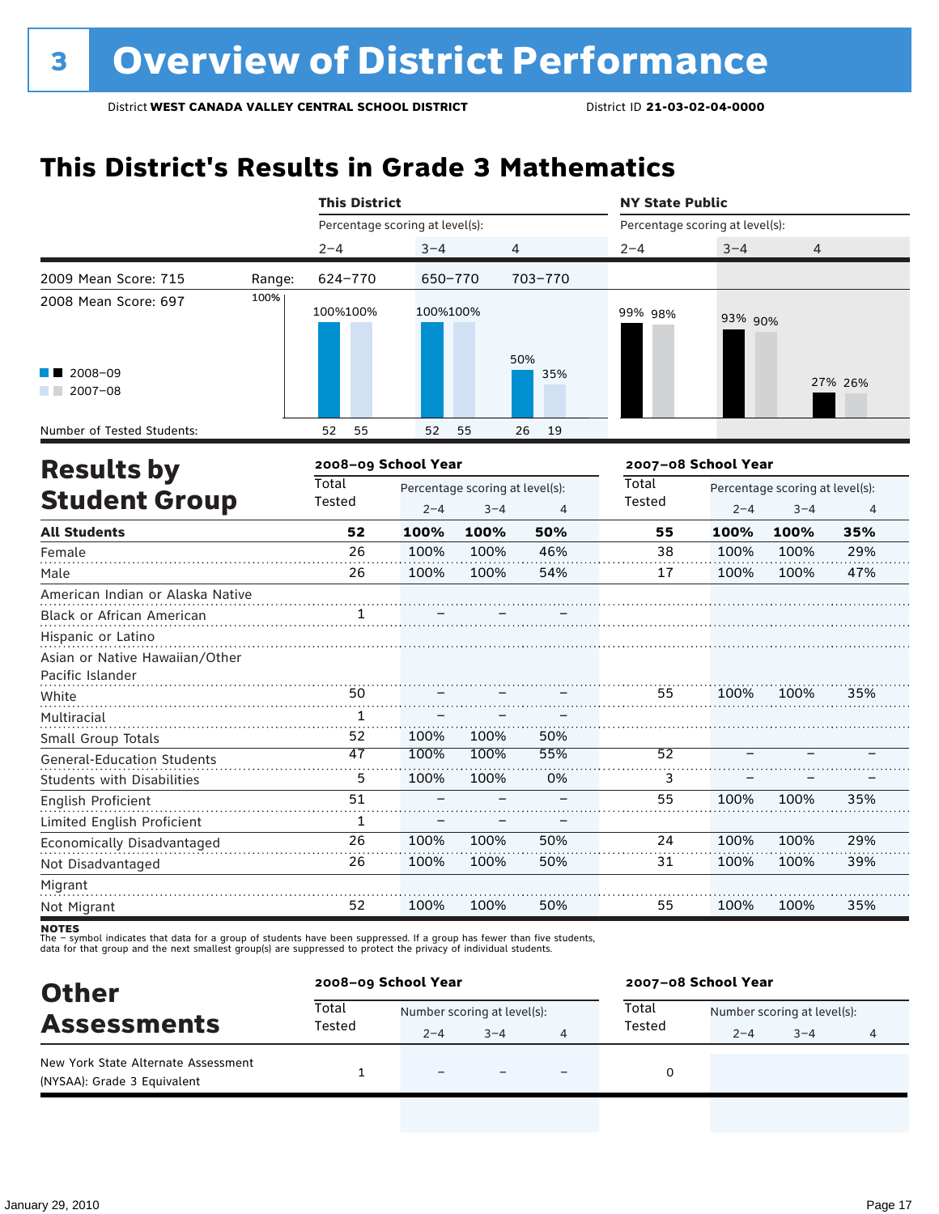# 3 Overview of District Performance

District **WEST CANADA VALLEY CENTRAL SCHOOL DISTRICT** District ID **21-03-02-04-0000**

## This District's Results in Grade 3 Mathematics

| | | This District | | | NY State Public | | |
|---|---|---|---|---|---|---|---|
| | | Percentage scoring at level(s): | | | Percentage scoring at level(s): | | |
| | | 2–4 | 3–4 | 4 | 2–4 | 3–4 | 4 |
| 2009 Mean Score: 715 | Range: | 624–770 | 650–770 | 703–770 | | | |
| 2008 Mean Score: 697 | | | | | | | |
| 2008–09 | | 100% | 100% | 50% | 99% | 93% | 27% |
| 2007–08 | | 100% | 100% | 35% | 98% | 90% | 26% |
| Number of Tested Students: 2008–09 | | 52 | 52 | 26 | | | |
| Number of Tested Students: 2007–08 | | 55 | 55 | 19 | | | |

## Results by Student Group

| | 2008–09 School Year | | | | 2007–08 School Year | | | |
|---|---|---|---|---|---|---|---|---|
| | Total Tested | Percentage scoring at level(s): 2–4 | 3–4 | 4 | Total Tested | Percentage scoring at level(s): 2–4 | 3–4 | 4 |
| **All Students** | **52** | **100%** | **100%** | **50%** | **55** | **100%** | **100%** | **35%** |
| Female | 26 | 100% | 100% | 46% | 38 | 100% | 100% | 29% |
| Male | 26 | 100% | 100% | 54% | 17 | 100% | 100% | 47% |
| American Indian or Alaska Native | | | | | | | | |
| Black or African American | 1 | – | – | – | | | | |
| Hispanic or Latino | | | | | | | | |
| Asian or Native Hawaiian/Other Pacific Islander | | | | | | | | |
| White | 50 | – | – | – | 55 | 100% | 100% | 35% |
| Multiracial | 1 | – | – | – | | | | |
| Small Group Totals | 52 | 100% | 100% | 50% | | | | |
| General-Education Students | 47 | 100% | 100% | 55% | 52 | – | – | – |
| Students with Disabilities | 5 | 100% | 100% | 0% | 3 | – | – | – |
| English Proficient | 51 | – | – | – | 55 | 100% | 100% | 35% |
| Limited English Proficient | 1 | – | – | – | | | | |
| Economically Disadvantaged | 26 | 100% | 100% | 50% | 24 | 100% | 100% | 29% |
| Not Disadvantaged | 26 | 100% | 100% | 50% | 31 | 100% | 100% | 39% |
| Migrant | | | | | | | | |
| Not Migrant | 52 | 100% | 100% | 50% | 55 | 100% | 100% | 35% |

**NOTES**
The – symbol indicates that data for a group of students have been suppressed. If a group has fewer than five students, data for that group and the next smallest group(s) are suppressed to protect the privacy of individual students.

## Other Assessments

| | 2008–09 School Year | | | | 2007–08 School Year | | | |
|---|---|---|---|---|---|---|---|---|
| | Total Tested | Number scoring at level(s): 2–4 | 3–4 | 4 | Total Tested | Number scoring at level(s): 2–4 | 3–4 | 4 |
| New York State Alternate Assessment (NYSAA): Grade 3 Equivalent | 1 | – | – | – | 0 | | | |

January 29, 2010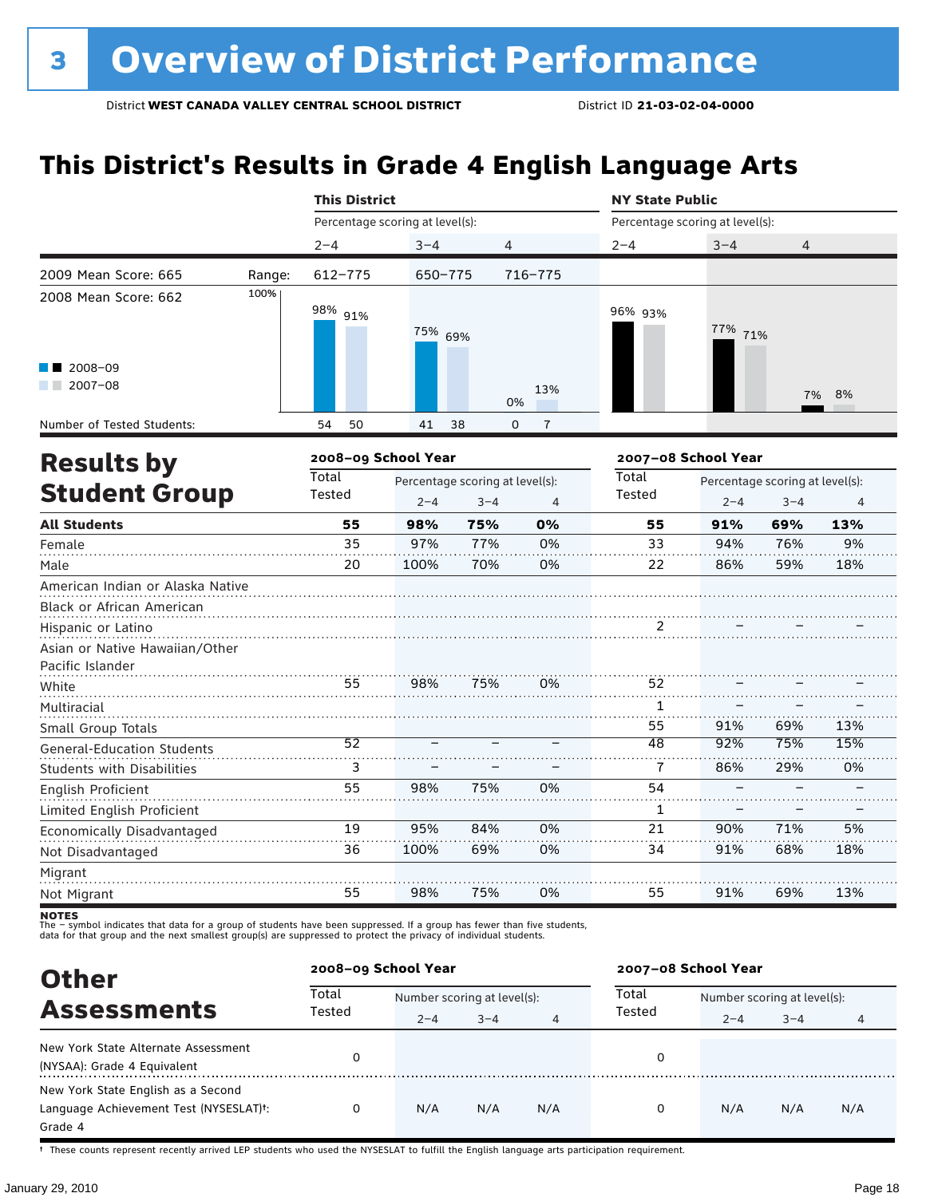# 3 Overview of District Performance

District **WEST CANADA VALLEY CENTRAL SCHOOL DISTRICT** District ID **21-03-02-04-0000**

## This District's Results in Grade 4 English Language Arts

| | | This District | | | NY State Public | | |
|---|---|---|---|---|---|---|---|
| | | Percentage scoring at level(s): | | | Percentage scoring at level(s): | | |
| | | 2–4 | 3–4 | 4 | 2–4 | 3–4 | 4 |
| 2009 Mean Score: 665 | Range: | 612–775 | 650–775 | 716–775 | | | |
| 2008 Mean Score: 662 | | | | | | | |
| 2008–09 | | 98% | 75% | 0% | 96% | 77% | 7% |
| 2007–08 | | 91% | 69% | 13% | 93% | 71% | 8% |
| Number of Tested Students: 2008–09 | | 54 | 41 | 0 | | | |
| Number of Tested Students: 2007–08 | | 50 | 38 | 7 | | | |

## Results by Student Group

| | 2008–09 School Year | | | | 2007–08 School Year | | | |
|---|---|---|---|---|---|---|---|---|
| | Total Tested | Percentage scoring at level(s): | | | Total Tested | Percentage scoring at level(s): | | |
| | | 2–4 | 3–4 | 4 | | 2–4 | 3–4 | 4 |
| **All Students** | **55** | **98%** | **75%** | **0%** | **55** | **91%** | **69%** | **13%** |
| Female | 35 | 97% | 77% | 0% | 33 | 94% | 76% | 9% |
| Male | 20 | 100% | 70% | 0% | 22 | 86% | 59% | 18% |
| American Indian or Alaska Native | | | | | | | | |
| Black or African American | | | | | | | | |
| Hispanic or Latino | | | | | 2 | – | – | – |
| Asian or Native Hawaiian/Other Pacific Islander | | | | | | | | |
| White | 55 | 98% | 75% | 0% | 52 | – | – | – |
| Multiracial | | | | | 1 | – | – | – |
| Small Group Totals | | | | | 55 | 91% | 69% | 13% |
| General-Education Students | 52 | – | – | – | 48 | 92% | 75% | 15% |
| Students with Disabilities | 3 | – | – | – | 7 | 86% | 29% | 0% |
| English Proficient | 55 | 98% | 75% | 0% | 54 | – | – | – |
| Limited English Proficient | | | | | 1 | – | – | – |
| Economically Disadvantaged | 19 | 95% | 84% | 0% | 21 | 90% | 71% | 5% |
| Not Disadvantaged | 36 | 100% | 69% | 0% | 34 | 91% | 68% | 18% |
| Migrant | | | | | | | | |
| Not Migrant | 55 | 98% | 75% | 0% | 55 | 91% | 69% | 13% |

**NOTES**
The – symbol indicates that data for a group of students have been suppressed. If a group has fewer than five students, data for that group and the next smallest group(s) are suppressed to protect the privacy of individual students.

## Other Assessments

| | 2008–09 School Year | | | | 2007–08 School Year | | | |
|---|---|---|---|---|---|---|---|---|
| | Total Tested | Number scoring at level(s): | | | Total Tested | Number scoring at level(s): | | |
| | | 2–4 | 3–4 | 4 | | 2–4 | 3–4 | 4 |
| New York State Alternate Assessment (NYSAA): Grade 4 Equivalent | 0 | | | | 0 | | | |
| New York State English as a Second Language Achievement Test (NYSESLAT)†: Grade 4 | 0 | N/A | N/A | N/A | 0 | N/A | N/A | N/A |

† These counts represent recently arrived LEP students who used the NYSESLAT to fulfill the English language arts participation requirement.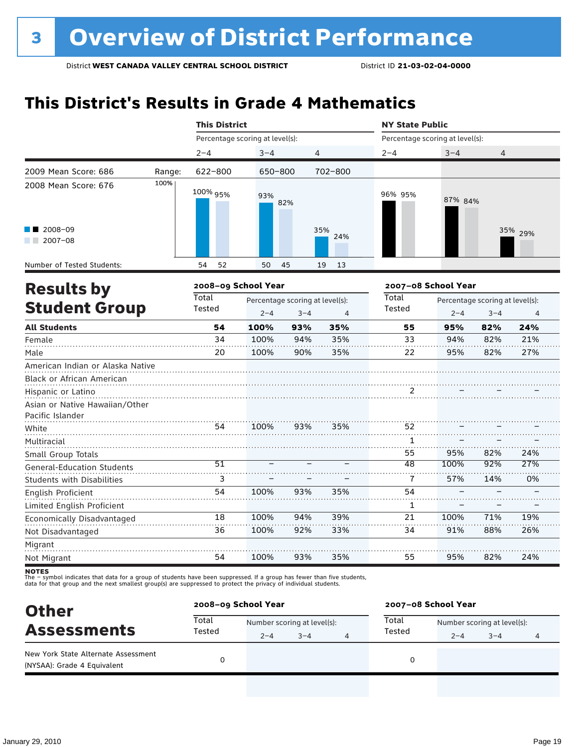# 3 Overview of District Performance

District **WEST CANADA VALLEY CENTRAL SCHOOL DISTRICT** District ID **21-03-02-04-0000**

## This District's Results in Grade 4 Mathematics

| | | This District | | | NY State Public | | |
|---|---|---|---|---|---|---|---|
| | | Percentage scoring at level(s): | | | Percentage scoring at level(s): | | |
| | | 2–4 | 3–4 | 4 | 2–4 | 3–4 | 4 |
| 2009 Mean Score: 686 | Range: | 622–800 | 650–800 | 702–800 | | | |
| 2008 Mean Score: 676 | | | | | | | |
| 2008–09 | | 100% | 93% | 35% | 96% | 87% | 35% |
| 2007–08 | | 95% | 82% | 24% | 95% | 84% | 29% |
| Number of Tested Students: 2008–09 | | 54 | 50 | 19 | | | |
| Number of Tested Students: 2007–08 | | 52 | 45 | 13 | | | |

## Results by Student Group

| | 2008–09 School Year | | | | 2007–08 School Year | | | |
|---|---|---|---|---|---|---|---|---|
| | Total Tested | Percentage scoring at level(s): 2–4 | 3–4 | 4 | Total Tested | Percentage scoring at level(s): 2–4 | 3–4 | 4 |
| **All Students** | **54** | **100%** | **93%** | **35%** | **55** | **95%** | **82%** | **24%** |
| Female | 34 | 100% | 94% | 35% | 33 | 94% | 82% | 21% |
| Male | 20 | 100% | 90% | 35% | 22 | 95% | 82% | 27% |
| American Indian or Alaska Native | | | | | | | | |
| Black or African American | | | | | | | | |
| Hispanic or Latino | | | | | 2 | – | – | – |
| Asian or Native Hawaiian/Other Pacific Islander | | | | | | | | |
| White | 54 | 100% | 93% | 35% | 52 | – | – | – |
| Multiracial | | | | | 1 | – | – | – |
| Small Group Totals | | | | | 55 | 95% | 82% | 24% |
| General-Education Students | 51 | – | – | – | 48 | 100% | 92% | 27% |
| Students with Disabilities | 3 | – | – | – | 7 | 57% | 14% | 0% |
| English Proficient | 54 | 100% | 93% | 35% | 54 | – | – | – |
| Limited English Proficient | | | | | 1 | – | – | – |
| Economically Disadvantaged | 18 | 100% | 94% | 39% | 21 | 100% | 71% | 19% |
| Not Disadvantaged | 36 | 100% | 92% | 33% | 34 | 91% | 88% | 26% |
| Migrant | | | | | | | | |
| Not Migrant | 54 | 100% | 93% | 35% | 55 | 95% | 82% | 24% |

**NOTES**
The – symbol indicates that data for a group of students have been suppressed. If a group has fewer than five students, data for that group and the next smallest group(s) are suppressed to protect the privacy of individual students.

## Other Assessments

| | 2008–09 School Year | | | | 2007–08 School Year | | | |
|---|---|---|---|---|---|---|---|---|
| | Total Tested | Number scoring at level(s): 2–4 | 3–4 | 4 | Total Tested | Number scoring at level(s): 2–4 | 3–4 | 4 |
| New York State Alternate Assessment (NYSAA): Grade 4 Equivalent | 0 | | | | 0 | | | |

January 29, 2010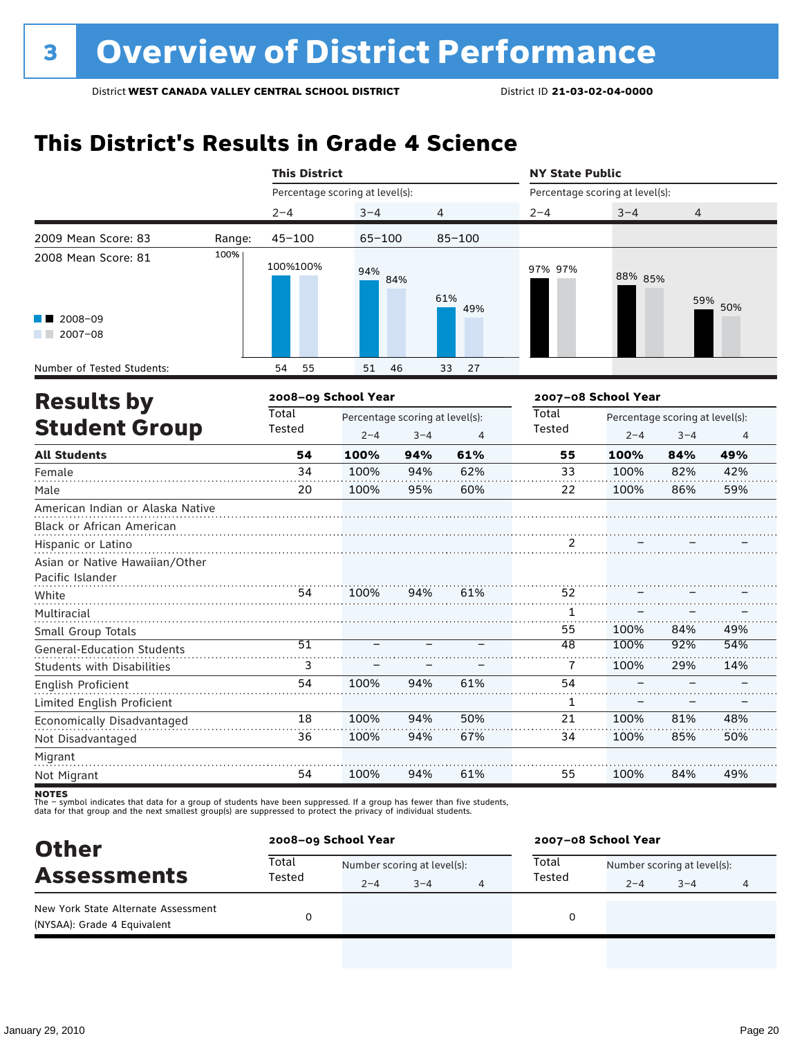# 3 Overview of District Performance

District **WEST CANADA VALLEY CENTRAL SCHOOL DISTRICT** District ID **21-03-02-04-0000**

## This District's Results in Grade 4 Science

| | | This District | | | NY State Public | | |
|---|---|---|---|---|---|---|---|
| | | Percentage scoring at level(s): | | | Percentage scoring at level(s): | | |
| | | 2–4 | 3–4 | 4 | 2–4 | 3–4 | 4 |
| 2009 Mean Score: 83 | Range: | 45–100 | 65–100 | 85–100 | | | |
| 2008 Mean Score: 81 | | | | | | | |
| 2008–09 | | 100% | 94% | 61% | 97% | 88% | 59% |
| 2007–08 | | 100% | 84% | 49% | 97% | 85% | 50% |
| Number of Tested Students: 2008–09 | | 54 | 51 | 33 | | | |
| Number of Tested Students: 2007–08 | | 55 | 46 | 27 | | | |

## Results by Student Group

| | 2008–09 School Year | | | | 2007–08 School Year | | | |
|---|---|---|---|---|---|---|---|---|
| | Total Tested | Percentage scoring at level(s): | | | Total Tested | Percentage scoring at level(s): | | |
| | | 2–4 | 3–4 | 4 | | 2–4 | 3–4 | 4 |
| **All Students** | **54** | **100%** | **94%** | **61%** | **55** | **100%** | **84%** | **49%** |
| Female | 34 | 100% | 94% | 62% | 33 | 100% | 82% | 42% |
| Male | 20 | 100% | 95% | 60% | 22 | 100% | 86% | 59% |
| American Indian or Alaska Native | | | | | | | | |
| Black or African American | | | | | | | | |
| Hispanic or Latino | | | | | 2 | – | – | – |
| Asian or Native Hawaiian/Other Pacific Islander | | | | | | | | |
| White | 54 | 100% | 94% | 61% | 52 | – | – | – |
| Multiracial | | | | | 1 | – | – | – |
| Small Group Totals | | | | | 55 | 100% | 84% | 49% |
| General-Education Students | 51 | – | – | – | 48 | 100% | 92% | 54% |
| Students with Disabilities | 3 | – | – | – | 7 | 100% | 29% | 14% |
| English Proficient | 54 | 100% | 94% | 61% | 54 | – | – | – |
| Limited English Proficient | | | | | 1 | – | – | – |
| Economically Disadvantaged | 18 | 100% | 94% | 50% | 21 | 100% | 81% | 48% |
| Not Disadvantaged | 36 | 100% | 94% | 67% | 34 | 100% | 85% | 50% |
| Migrant | | | | | | | | |
| Not Migrant | 54 | 100% | 94% | 61% | 55 | 100% | 84% | 49% |

**NOTES**
The – symbol indicates that data for a group of students have been suppressed. If a group has fewer than five students, data for that group and the next smallest group(s) are suppressed to protect the privacy of individual students.

## Other Assessments

| | 2008–09 School Year | | | | 2007–08 School Year | | | |
|---|---|---|---|---|---|---|---|---|
| | Total Tested | Number scoring at level(s): | | | Total Tested | Number scoring at level(s): | | |
| | | 2–4 | 3–4 | 4 | | 2–4 | 3–4 | 4 |
| New York State Alternate Assessment (NYSAA): Grade 4 Equivalent | 0 | | | | 0 | | | |

January 29, 2010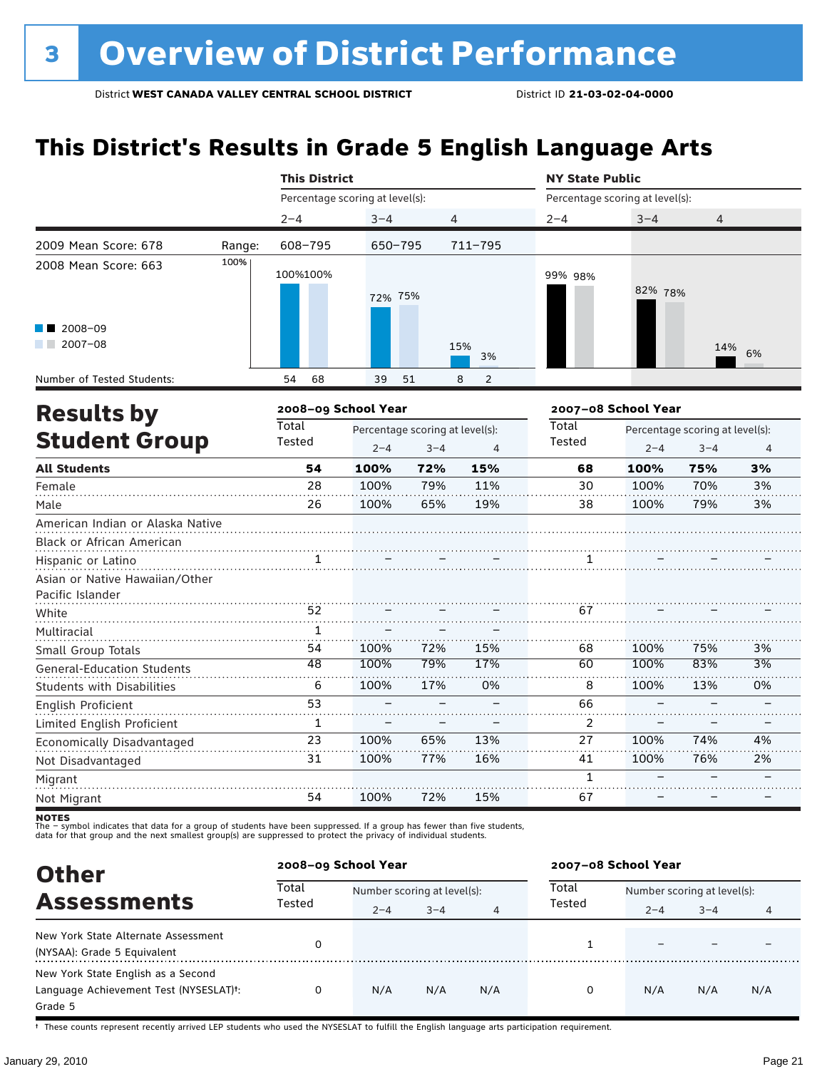# 3 Overview of District Performance

District **WEST CANADA VALLEY CENTRAL SCHOOL DISTRICT** District ID **21-03-02-04-0000**

## This District's Results in Grade 5 English Language Arts

| | | This District | | | NY State Public | | |
|---|---|---|---|---|---|---|---|
| | | Percentage scoring at level(s): | | | Percentage scoring at level(s): | | |
| | | 2–4 | 3–4 | 4 | 2–4 | 3–4 | 4 |
| 2009 Mean Score: 678 | Range: | 608–795 | 650–795 | 711–795 | | | |
| 2008 Mean Score: 663 | | | | | | | |
| 2008–09 | | 100% | 72% | 15% | 99% | 82% | 14% |
| 2007–08 | | 100% | 75% | 3% | 98% | 78% | 6% |
| Number of Tested Students: 2008–09 | | 54 | 39 | 8 | | | |
| Number of Tested Students: 2007–08 | | 68 | 51 | 2 | | | |

## Results by Student Group

| | 2008–09 School Year | | | | 2007–08 School Year | | | |
|---|---|---|---|---|---|---|---|---|
| | Total Tested | Percentage scoring at level(s): | | | Total Tested | Percentage scoring at level(s): | | |
| | | 2–4 | 3–4 | 4 | | 2–4 | 3–4 | 4 |
| **All Students** | **54** | **100%** | **72%** | **15%** | **68** | **100%** | **75%** | **3%** |
| Female | 28 | 100% | 79% | 11% | 30 | 100% | 70% | 3% |
| Male | 26 | 100% | 65% | 19% | 38 | 100% | 79% | 3% |
| American Indian or Alaska Native | | | | | | | | |
| Black or African American | | | | | | | | |
| Hispanic or Latino | 1 | – | – | – | 1 | – | – | – |
| Asian or Native Hawaiian/Other Pacific Islander | | | | | | | | |
| White | 52 | – | – | – | 67 | – | – | – |
| Multiracial | 1 | – | – | – | | | | |
| Small Group Totals | 54 | 100% | 72% | 15% | 68 | 100% | 75% | 3% |
| General-Education Students | 48 | 100% | 79% | 17% | 60 | 100% | 83% | 3% |
| Students with Disabilities | 6 | 100% | 17% | 0% | 8 | 100% | 13% | 0% |
| English Proficient | 53 | – | – | – | 66 | – | – | – |
| Limited English Proficient | 1 | – | – | – | 2 | – | – | – |
| Economically Disadvantaged | 23 | 100% | 65% | 13% | 27 | 100% | 74% | 4% |
| Not Disadvantaged | 31 | 100% | 77% | 16% | 41 | 100% | 76% | 2% |
| Migrant | | | | | 1 | – | – | – |
| Not Migrant | 54 | 100% | 72% | 15% | 67 | – | – | – |

**NOTES**
The – symbol indicates that data for a group of students have been suppressed. If a group has fewer than five students, data for that group and the next smallest group(s) are suppressed to protect the privacy of individual students.

## Other Assessments

| | 2008–09 School Year | | | | 2007–08 School Year | | | |
|---|---|---|---|---|---|---|---|---|
| | Total Tested | Number scoring at level(s): | | | Total Tested | Number scoring at level(s): | | |
| | | 2–4 | 3–4 | 4 | | 2–4 | 3–4 | 4 |
| New York State Alternate Assessment (NYSAA): Grade 5 Equivalent | 0 | | | | 1 | – | – | – |
| New York State English as a Second Language Achievement Test (NYSESLAT)†: Grade 5 | 0 | N/A | N/A | N/A | 0 | N/A | N/A | N/A |

† These counts represent recently arrived LEP students who used the NYSESLAT to fulfill the English language arts participation requirement.

January 29, 2010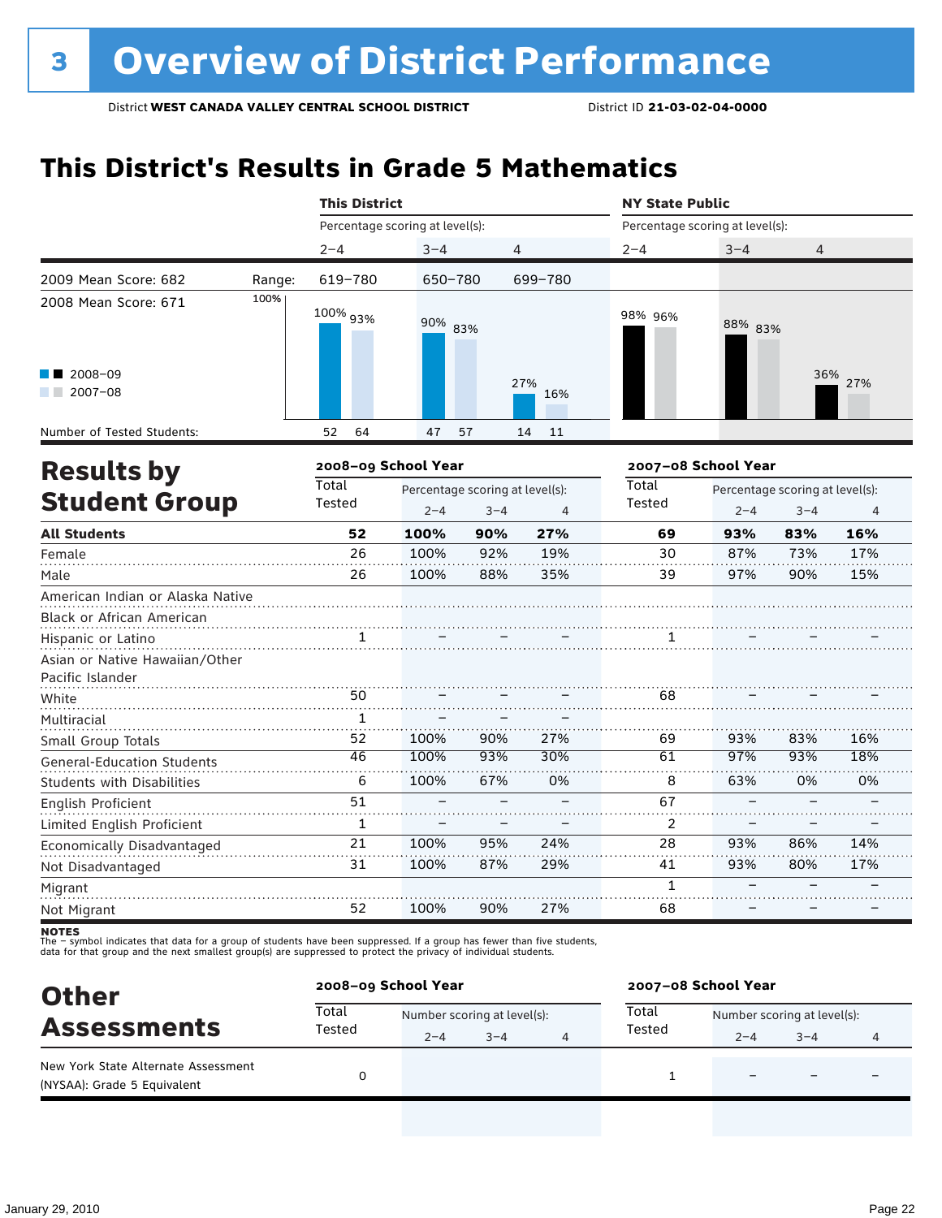# 3 Overview of District Performance

District **WEST CANADA VALLEY CENTRAL SCHOOL DISTRICT** District ID **21-03-02-04-0000**

## This District's Results in Grade 5 Mathematics

| | | This District | | | NY State Public | | |
|---|---|---|---|---|---|---|---|
| | | Percentage scoring at level(s): | | | Percentage scoring at level(s): | | |
| | | 2–4 | 3–4 | 4 | 2–4 | 3–4 | 4 |
| 2009 Mean Score: 682 | Range: | 619–780 | 650–780 | 699–780 | | | |
| 2008 Mean Score: 671 | | | | | | | |
| 2008–09 | | 100% | 90% | 27% | 98% | 88% | 36% |
| 2007–08 | | 93% | 83% | 16% | 96% | 83% | 27% |
| Number of Tested Students: 2008–09 | | 52 | 47 | 14 | | | |
| Number of Tested Students: 2007–08 | | 64 | 57 | 11 | | | |

## Results by Student Group

| | 2008–09 School Year | | | | 2007–08 School Year | | | |
|---|---|---|---|---|---|---|---|---|
| | Total Tested | Percentage scoring at level(s): 2–4 | 3–4 | 4 | Total Tested | Percentage scoring at level(s): 2–4 | 3–4 | 4 |
| **All Students** | **52** | **100%** | **90%** | **27%** | **69** | **93%** | **83%** | **16%** |
| Female | 26 | 100% | 92% | 19% | 30 | 87% | 73% | 17% |
| Male | 26 | 100% | 88% | 35% | 39 | 97% | 90% | 15% |
| American Indian or Alaska Native | | | | | | | | |
| Black or African American | | | | | | | | |
| Hispanic or Latino | 1 | – | – | – | 1 | – | – | – |
| Asian or Native Hawaiian/Other Pacific Islander | | | | | | | | |
| White | 50 | – | – | – | 68 | – | – | – |
| Multiracial | 1 | – | – | – | | | | |
| Small Group Totals | 52 | 100% | 90% | 27% | 69 | 93% | 83% | 16% |
| General-Education Students | 46 | 100% | 93% | 30% | 61 | 97% | 93% | 18% |
| Students with Disabilities | 6 | 100% | 67% | 0% | 8 | 63% | 0% | 0% |
| English Proficient | 51 | – | – | – | 67 | – | – | – |
| Limited English Proficient | 1 | – | – | – | 2 | – | – | – |
| Economically Disadvantaged | 21 | 100% | 95% | 24% | 28 | 93% | 86% | 14% |
| Not Disadvantaged | 31 | 100% | 87% | 29% | 41 | 93% | 80% | 17% |
| Migrant | | | | | 1 | – | – | – |
| Not Migrant | 52 | 100% | 90% | 27% | 68 | – | – | – |

**NOTES**
The – symbol indicates that data for a group of students have been suppressed. If a group has fewer than five students, data for that group and the next smallest group(s) are suppressed to protect the privacy of individual students.

## Other Assessments

| | 2008–09 School Year | | | | 2007–08 School Year | | | |
|---|---|---|---|---|---|---|---|---|
| | Total Tested | Number scoring at level(s): 2–4 | 3–4 | 4 | Total Tested | Number scoring at level(s): 2–4 | 3–4 | 4 |
| New York State Alternate Assessment (NYSAA): Grade 5 Equivalent | 0 | | | | 1 | – | – | – |

January 29, 2010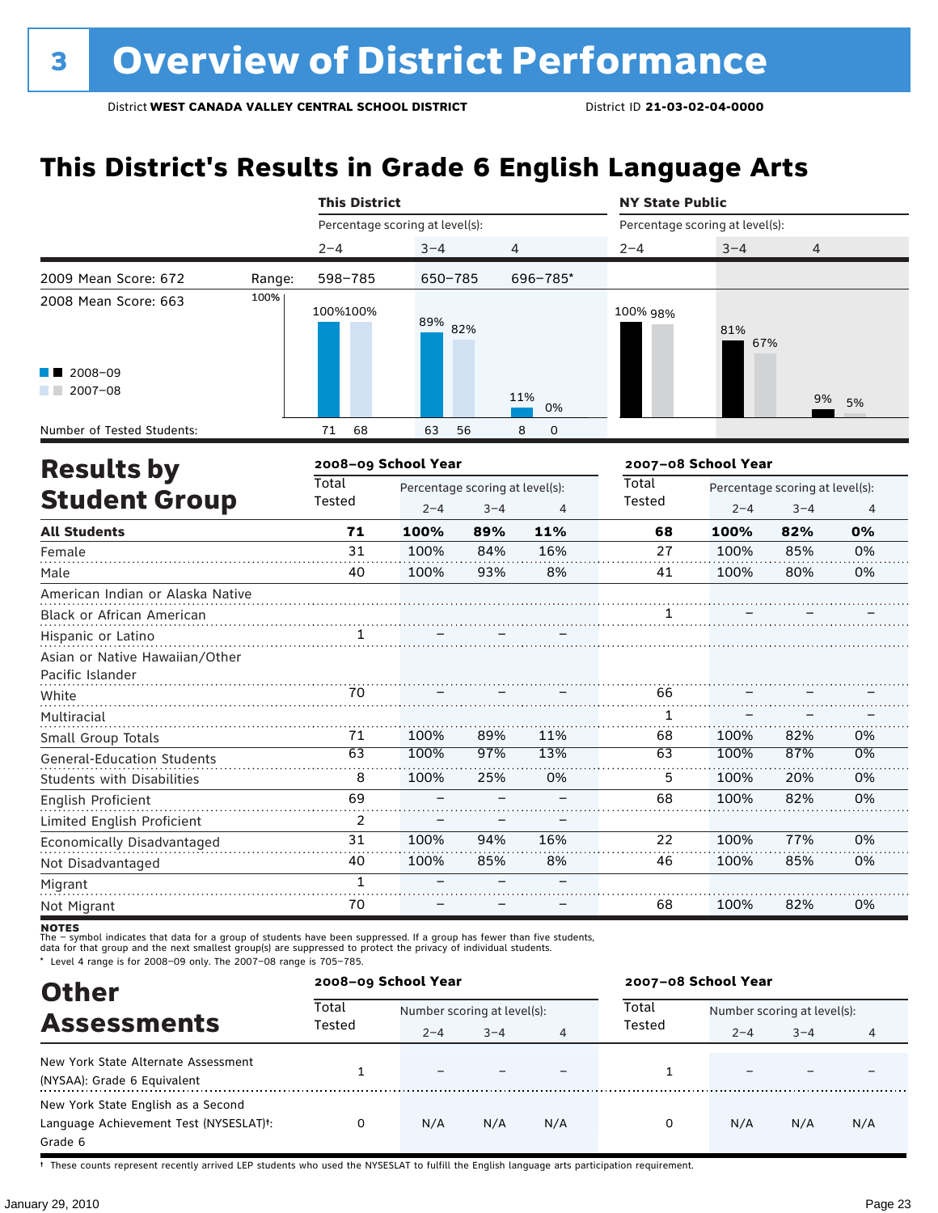# 3 Overview of District Performance

District **WEST CANADA VALLEY CENTRAL SCHOOL DISTRICT** District ID **21-03-02-04-0000**

## This District's Results in Grade 6 English Language Arts

| | | This District | | | NY State Public | | |
|---|---|---|---|---|---|---|---|
| | | Percentage scoring at level(s): | | | Percentage scoring at level(s): | | |
| | | 2–4 | 3–4 | 4 | 2–4 | 3–4 | 4 |
| 2009 Mean Score: 672 | Range: | 598–785 | 650–785 | 696–785* | | | |
| 2008 Mean Score: 663 | | | | | | | |
| 2008–09 | | 100% | 89% | 11% | 100% | 81% | 9% |
| 2007–08 | | 100% | 82% | 0% | 98% | 67% | 5% |
| Number of Tested Students: 2008–09 | | 71 | 63 | 8 | | | |
| Number of Tested Students: 2007–08 | | 68 | 56 | 0 | | | |

## Results by Student Group

| | 2008–09 School Year | | | | 2007–08 School Year | | | |
|---|---|---|---|---|---|---|---|---|
| | Total Tested | Percentage scoring at level(s): | | | Total Tested | Percentage scoring at level(s): | | |
| | | 2–4 | 3–4 | 4 | | 2–4 | 3–4 | 4 |
| **All Students** | **71** | **100%** | **89%** | **11%** | **68** | **100%** | **82%** | **0%** |
| Female | 31 | 100% | 84% | 16% | 27 | 100% | 85% | 0% |
| Male | 40 | 100% | 93% | 8% | 41 | 100% | 80% | 0% |
| American Indian or Alaska Native | | | | | | | | |
| Black or African American | | | | | 1 | – | – | – |
| Hispanic or Latino | 1 | – | – | – | | | | |
| Asian or Native Hawaiian/Other Pacific Islander | | | | | | | | |
| White | 70 | – | – | – | 66 | – | – | – |
| Multiracial | | | | | 1 | – | – | – |
| Small Group Totals | 71 | 100% | 89% | 11% | 68 | 100% | 82% | 0% |
| General-Education Students | 63 | 100% | 97% | 13% | 63 | 100% | 87% | 0% |
| Students with Disabilities | 8 | 100% | 25% | 0% | 5 | 100% | 20% | 0% |
| English Proficient | 69 | – | – | – | 68 | 100% | 82% | 0% |
| Limited English Proficient | 2 | – | – | – | | | | |
| Economically Disadvantaged | 31 | 100% | 94% | 16% | 22 | 100% | 77% | 0% |
| Not Disadvantaged | 40 | 100% | 85% | 8% | 46 | 100% | 85% | 0% |
| Migrant | 1 | – | – | – | | | | |
| Not Migrant | 70 | – | – | – | 68 | 100% | 82% | 0% |

**NOTES**
The – symbol indicates that data for a group of students have been suppressed. If a group has fewer than five students, data for that group and the next smallest group(s) are suppressed to protect the privacy of individual students.
\* Level 4 range is for 2008–09 only. The 2007–08 range is 705–785.

## Other Assessments

| | 2008–09 School Year | | | | 2007–08 School Year | | | |
|---|---|---|---|---|---|---|---|---|
| | Total Tested | Number scoring at level(s): | | | Total Tested | Number scoring at level(s): | | |
| | | 2–4 | 3–4 | 4 | | 2–4 | 3–4 | 4 |
| New York State Alternate Assessment (NYSAA): Grade 6 Equivalent | 1 | – | – | – | 1 | – | – | – |
| New York State English as a Second Language Achievement Test (NYSESLAT)†: Grade 6 | 0 | N/A | N/A | N/A | 0 | N/A | N/A | N/A |

† These counts represent recently arrived LEP students who used the NYSESLAT to fulfill the English language arts participation requirement.

January 29, 2010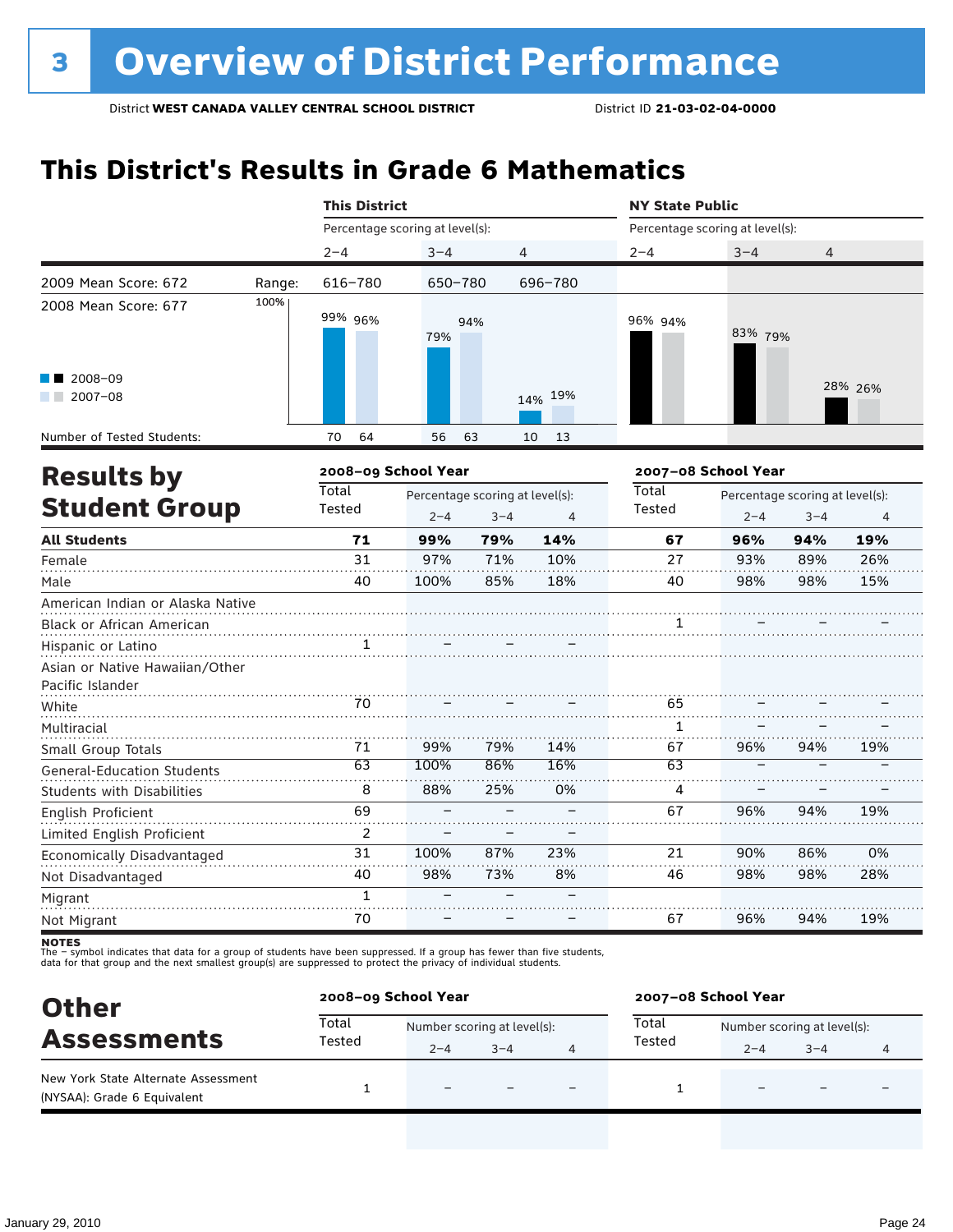# 3 Overview of District Performance

District **WEST CANADA VALLEY CENTRAL SCHOOL DISTRICT** District ID **21-03-02-04-0000**

## This District's Results in Grade 6 Mathematics

| | | This District | | | NY State Public | | |
|---|---|---|---|---|---|---|---|
| | | Percentage scoring at level(s): | | | Percentage scoring at level(s): | | |
| | | 2–4 | 3–4 | 4 | 2–4 | 3–4 | 4 |
| 2009 Mean Score: 672 | Range: | 616–780 | 650–780 | 696–780 | | | |
| 2008 Mean Score: 677 | 2008–09 | 99% | 79% | 14% | 96% | 83% | 28% |
| | 2007–08 | 96% | 94% | 19% | 94% | 79% | 26% |
| Number of Tested Students: | 2008–09 | 70 | 56 | 10 | | | |
| | 2007–08 | 64 | 63 | 13 | | | |

## Results by Student Group

| | 2008–09 School Year | | | | 2007–08 School Year | | | |
|---|---|---|---|---|---|---|---|---|
| | Total Tested | Percentage scoring at level(s): | | | Total Tested | Percentage scoring at level(s): | | |
| | | 2–4 | 3–4 | 4 | | 2–4 | 3–4 | 4 |
| **All Students** | **71** | **99%** | **79%** | **14%** | **67** | **96%** | **94%** | **19%** |
| Female | 31 | 97% | 71% | 10% | 27 | 93% | 89% | 26% |
| Male | 40 | 100% | 85% | 18% | 40 | 98% | 98% | 15% |
| American Indian or Alaska Native | | | | | | | | |
| Black or African American | | | | | 1 | – | – | – |
| Hispanic or Latino | 1 | – | – | – | | | | |
| Asian or Native Hawaiian/Other Pacific Islander | | | | | | | | |
| White | 70 | – | – | – | 65 | – | – | – |
| Multiracial | | | | | 1 | – | – | – |
| Small Group Totals | 71 | 99% | 79% | 14% | 67 | 96% | 94% | 19% |
| General-Education Students | 63 | 100% | 86% | 16% | 63 | – | – | – |
| Students with Disabilities | 8 | 88% | 25% | 0% | 4 | – | – | – |
| English Proficient | 69 | – | – | – | 67 | 96% | 94% | 19% |
| Limited English Proficient | 2 | – | – | – | | | | |
| Economically Disadvantaged | 31 | 100% | 87% | 23% | 21 | 90% | 86% | 0% |
| Not Disadvantaged | 40 | 98% | 73% | 8% | 46 | 98% | 98% | 28% |
| Migrant | 1 | – | – | – | | | | |
| Not Migrant | 70 | – | – | – | 67 | 96% | 94% | 19% |

**NOTES**
The – symbol indicates that data for a group of students have been suppressed. If a group has fewer than five students, data for that group and the next smallest group(s) are suppressed to protect the privacy of individual students.

## Other Assessments

| | 2008–09 School Year | | | | 2007–08 School Year | | | |
|---|---|---|---|---|---|---|---|---|
| | Total Tested | Number scoring at level(s): | | | Total Tested | Number scoring at level(s): | | |
| | | 2–4 | 3–4 | 4 | | 2–4 | 3–4 | 4 |
| New York State Alternate Assessment (NYSAA): Grade 6 Equivalent | 1 | – | – | – | 1 | – | – | – |

January 29, 2010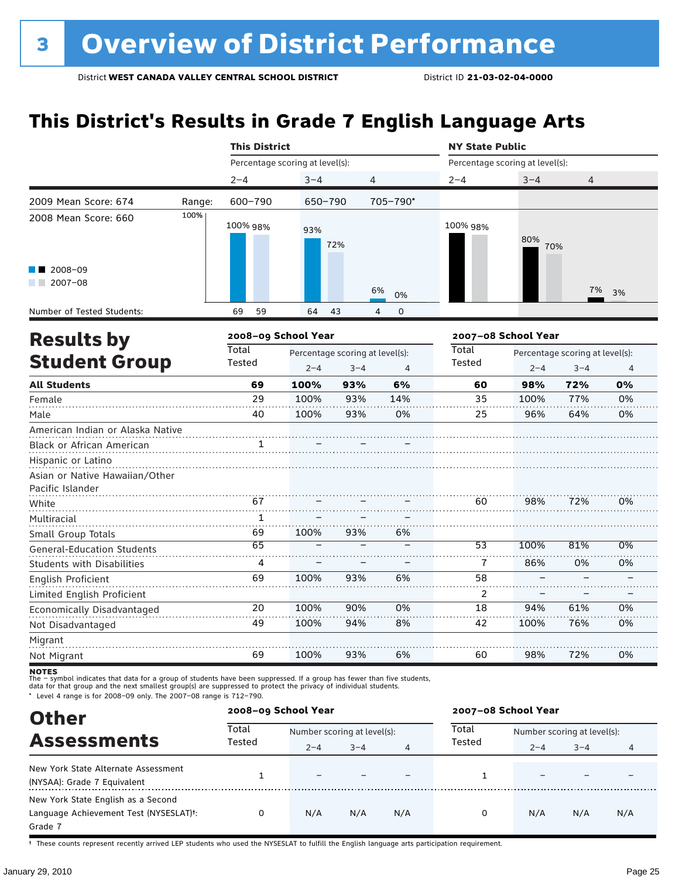# 3 Overview of District Performance

District **WEST CANADA VALLEY CENTRAL SCHOOL DISTRICT** District ID **21-03-02-04-0000**

## This District's Results in Grade 7 English Language Arts

| | | This District | | | NY State Public | | |
|---|---|---|---|---|---|---|---|
| | | Percentage scoring at level(s): | | | Percentage scoring at level(s): | | |
| | | 2–4 | 3–4 | 4 | 2–4 | 3–4 | 4 |
| 2009 Mean Score: 674 | Range: | 600–790 | 650–790 | 705–790* | | | |
| 2008 Mean Score: 660 | | | | | | | |
| 2008–09 | | 100% | 93% | 6% | 100% | 80% | 7% |
| 2007–08 | | 98% | 72% | 0% | 98% | 70% | 3% |
| Number of Tested Students: 2008–09 | | 69 | 64 | 4 | | | |
| Number of Tested Students: 2007–08 | | 59 | 43 | 0 | | | |

## Results by Student Group

| | 2008–09 School Year | | | | 2007–08 School Year | | | |
|---|---|---|---|---|---|---|---|---|
| | Total Tested | Percentage scoring at level(s): | | | Total Tested | Percentage scoring at level(s): | | |
| | | 2–4 | 3–4 | 4 | | 2–4 | 3–4 | 4 |
| **All Students** | **69** | **100%** | **93%** | **6%** | **60** | **98%** | **72%** | **0%** |
| Female | 29 | 100% | 93% | 14% | 35 | 100% | 77% | 0% |
| Male | 40 | 100% | 93% | 0% | 25 | 96% | 64% | 0% |
| American Indian or Alaska Native | | | | | | | | |
| Black or African American | 1 | – | – | – | | | | |
| Hispanic or Latino | | | | | | | | |
| Asian or Native Hawaiian/Other Pacific Islander | | | | | | | | |
| White | 67 | – | – | – | 60 | 98% | 72% | 0% |
| Multiracial | 1 | – | – | – | | | | |
| Small Group Totals | 69 | 100% | 93% | 6% | | | | |
| General-Education Students | 65 | – | – | – | 53 | 100% | 81% | 0% |
| Students with Disabilities | 4 | – | – | – | 7 | 86% | 0% | 0% |
| English Proficient | 69 | 100% | 93% | 6% | 58 | – | – | – |
| Limited English Proficient | | | | | 2 | – | – | – |
| Economically Disadvantaged | 20 | 100% | 90% | 0% | 18 | 94% | 61% | 0% |
| Not Disadvantaged | 49 | 100% | 94% | 8% | 42 | 100% | 76% | 0% |
| Migrant | | | | | | | | |
| Not Migrant | 69 | 100% | 93% | 6% | 60 | 98% | 72% | 0% |

**NOTES**
The – symbol indicates that data for a group of students have been suppressed. If a group has fewer than five students, data for that group and the next smallest group(s) are suppressed to protect the privacy of individual students.
* Level 4 range is for 2008–09 only. The 2007–08 range is 712–790.

## Other Assessments

| | 2008–09 School Year | | | | 2007–08 School Year | | | |
|---|---|---|---|---|---|---|---|---|
| | Total Tested | Number scoring at level(s): | | | Total Tested | Number scoring at level(s): | | |
| | | 2–4 | 3–4 | 4 | | 2–4 | 3–4 | 4 |
| New York State Alternate Assessment (NYSAA): Grade 7 Equivalent | 1 | – | – | – | 1 | – | – | – |
| New York State English as a Second Language Achievement Test (NYSESLAT)†: Grade 7 | 0 | N/A | N/A | N/A | 0 | N/A | N/A | N/A |

† These counts represent recently arrived LEP students who used the NYSESLAT to fulfill the English language arts participation requirement.

January 29, 2010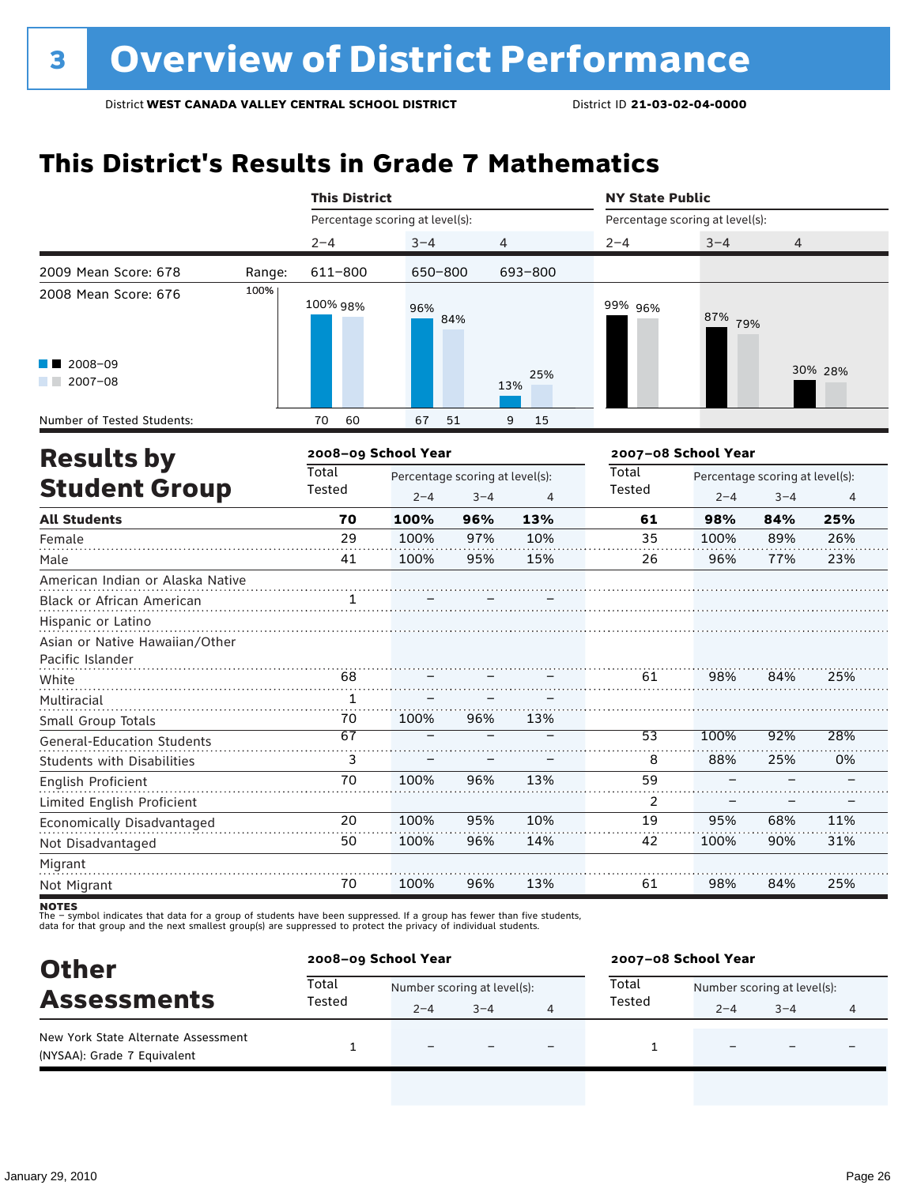# 3 Overview of District Performance

District **WEST CANADA VALLEY CENTRAL SCHOOL DISTRICT** District ID **21-03-02-04-0000**

## This District's Results in Grade 7 Mathematics

| | | This District | | | NY State Public | | |
|---|---|---|---|---|---|---|---|
| | | Percentage scoring at level(s): | | | Percentage scoring at level(s): | | |
| | | 2–4 | 3–4 | 4 | 2–4 | 3–4 | 4 |
| 2009 Mean Score: 678 | Range: | 611–800 | 650–800 | 693–800 | | | |
| 2008 Mean Score: 676 | 2008–09 | 100% | 96% | 13% | 99% | 87% | 30% |
| | 2007–08 | 98% | 84% | 25% | 96% | 79% | 28% |
| Number of Tested Students: | 2008–09 | 70 | 67 | 9 | | | |
| | 2007–08 | 60 | 51 | 15 | | | |

## Results by Student Group

| | 2008–09 School Year | | | | 2007–08 School Year | | | |
|---|---|---|---|---|---|---|---|---|
| | Total Tested | Percentage scoring at level(s): | | | Total Tested | Percentage scoring at level(s): | | |
| | | 2–4 | 3–4 | 4 | | 2–4 | 3–4 | 4 |
| **All Students** | **70** | **100%** | **96%** | **13%** | **61** | **98%** | **84%** | **25%** |
| Female | 29 | 100% | 97% | 10% | 35 | 100% | 89% | 26% |
| Male | 41 | 100% | 95% | 15% | 26 | 96% | 77% | 23% |
| American Indian or Alaska Native | | | | | | | | |
| Black or African American | 1 | – | – | – | | | | |
| Hispanic or Latino | | | | | | | | |
| Asian or Native Hawaiian/Other Pacific Islander | | | | | | | | |
| White | 68 | – | – | – | 61 | 98% | 84% | 25% |
| Multiracial | 1 | – | – | – | | | | |
| Small Group Totals | 70 | 100% | 96% | 13% | | | | |
| General-Education Students | 67 | – | – | – | 53 | 100% | 92% | 28% |
| Students with Disabilities | 3 | – | – | – | 8 | 88% | 25% | 0% |
| English Proficient | 70 | 100% | 96% | 13% | 59 | – | – | – |
| Limited English Proficient | | | | | 2 | – | – | – |
| Economically Disadvantaged | 20 | 100% | 95% | 10% | 19 | 95% | 68% | 11% |
| Not Disadvantaged | 50 | 100% | 96% | 14% | 42 | 100% | 90% | 31% |
| Migrant | | | | | | | | |
| Not Migrant | 70 | 100% | 96% | 13% | 61 | 98% | 84% | 25% |

**NOTES**
The – symbol indicates that data for a group of students have been suppressed. If a group has fewer than five students, data for that group and the next smallest group(s) are suppressed to protect the privacy of individual students.

## Other Assessments

| | 2008–09 School Year | | | | 2007–08 School Year | | | |
|---|---|---|---|---|---|---|---|---|
| | Total Tested | Number scoring at level(s): | | | Total Tested | Number scoring at level(s): | | |
| | | 2–4 | 3–4 | 4 | | 2–4 | 3–4 | 4 |
| New York State Alternate Assessment (NYSAA): Grade 7 Equivalent | 1 | – | – | – | 1 | – | – | – |

January 29, 2010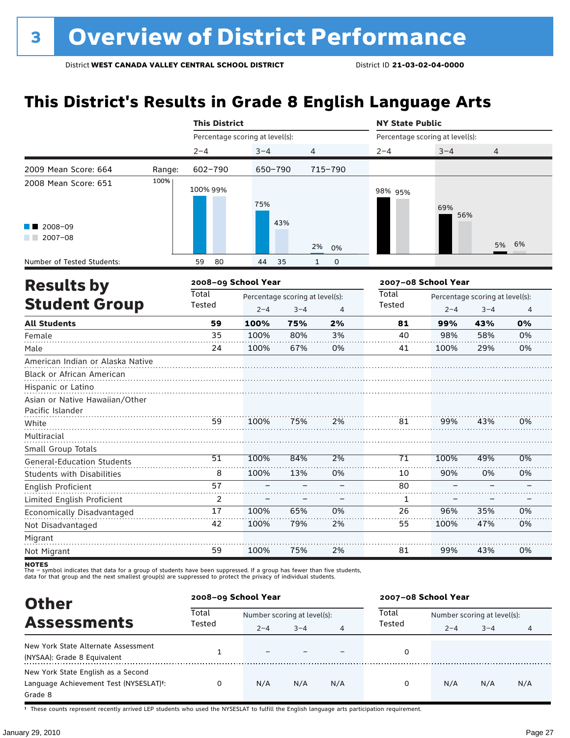# 3 Overview of District Performance

District **WEST CANADA VALLEY CENTRAL SCHOOL DISTRICT** District ID **21-03-02-04-0000**

## This District's Results in Grade 8 English Language Arts

| | | This District | | | NY State Public | | |
|---|---|---|---|---|---|---|---|
| | | Percentage scoring at level(s): | | | Percentage scoring at level(s): | | |
| | | 2–4 | 3–4 | 4 | 2–4 | 3–4 | 4 |
| 2009 Mean Score: 664 | Range: | 602–790 | 650–790 | 715–790 | | | |
| 2008 Mean Score: 651 | | | | | | | |
| 2008–09 | | 100% | 75% | 2% | 98% | 69% | 5% |
| 2007–08 | | 99% | 43% | 0% | 95% | 56% | 6% |
| Number of Tested Students: 2008–09 | | 59 | 44 | 1 | | | |
| Number of Tested Students: 2007–08 | | 80 | 35 | 0 | | | |

## Results by Student Group

| | 2008–09 School Year | | | | 2007–08 School Year | | | |
|---|---|---|---|---|---|---|---|---|
| | Total Tested | Percentage scoring at level(s): | | | Total Tested | Percentage scoring at level(s): | | |
| | | 2–4 | 3–4 | 4 | | 2–4 | 3–4 | 4 |
| **All Students** | **59** | **100%** | **75%** | **2%** | **81** | **99%** | **43%** | **0%** |
| Female | 35 | 100% | 80% | 3% | 40 | 98% | 58% | 0% |
| Male | 24 | 100% | 67% | 0% | 41 | 100% | 29% | 0% |
| American Indian or Alaska Native | | | | | | | | |
| Black or African American | | | | | | | | |
| Hispanic or Latino | | | | | | | | |
| Asian or Native Hawaiian/Other Pacific Islander | | | | | | | | |
| White | 59 | 100% | 75% | 2% | 81 | 99% | 43% | 0% |
| Multiracial | | | | | | | | |
| Small Group Totals | | | | | | | | |
| General-Education Students | 51 | 100% | 84% | 2% | 71 | 100% | 49% | 0% |
| Students with Disabilities | 8 | 100% | 13% | 0% | 10 | 90% | 0% | 0% |
| English Proficient | 57 | – | – | – | 80 | – | – | – |
| Limited English Proficient | 2 | – | – | – | 1 | – | – | – |
| Economically Disadvantaged | 17 | 100% | 65% | 0% | 26 | 96% | 35% | 0% |
| Not Disadvantaged | 42 | 100% | 79% | 2% | 55 | 100% | 47% | 0% |
| Migrant | | | | | | | | |
| Not Migrant | 59 | 100% | 75% | 2% | 81 | 99% | 43% | 0% |

**NOTES**
The – symbol indicates that data for a group of students have been suppressed. If a group has fewer than five students, data for that group and the next smallest group(s) are suppressed to protect the privacy of individual students.

## Other Assessments

| | 2008–09 School Year | | | | 2007–08 School Year | | | |
|---|---|---|---|---|---|---|---|---|
| | Total Tested | Number scoring at level(s): | | | Total Tested | Number scoring at level(s): | | |
| | | 2–4 | 3–4 | 4 | | 2–4 | 3–4 | 4 |
| New York State Alternate Assessment (NYSAA): Grade 8 Equivalent | 1 | – | – | – | 0 | | | |
| New York State English as a Second Language Achievement Test (NYSESLAT)†: Grade 8 | 0 | N/A | N/A | N/A | 0 | N/A | N/A | N/A |

† These counts represent recently arrived LEP students who used the NYSESLAT to fulfill the English language arts participation requirement.

January 29, 2010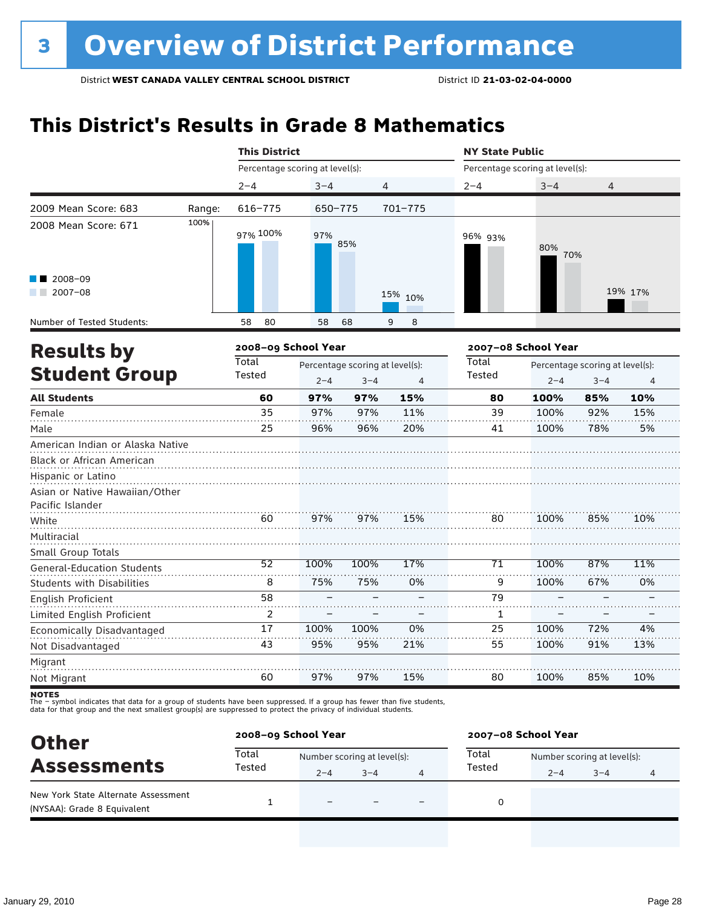# 3 Overview of District Performance

District **WEST CANADA VALLEY CENTRAL SCHOOL DISTRICT** District ID **21-03-02-04-0000**

## This District's Results in Grade 8 Mathematics

| | | This District | | | NY State Public | | |
|---|---|---|---|---|---|---|---|
| | | Percentage scoring at level(s): | | | Percentage scoring at level(s): | | |
| | | 2–4 | 3–4 | 4 | 2–4 | 3–4 | 4 |
| 2009 Mean Score: 683 | Range: | 616–775 | 650–775 | 701–775 | | | |
| 2008 Mean Score: 671 | | | | | | | |
| 2008–09 | | 97% | 97% | 15% | 96% | 80% | 19% |
| 2007–08 | | 100% | 85% | 10% | 93% | 70% | 17% |
| Number of Tested Students: 2008–09 | | 58 | 58 | 9 | | | |
| Number of Tested Students: 2007–08 | | 80 | 68 | 8 | | | |

## Results by Student Group

| | 2008–09 School Year | | | | 2007–08 School Year | | | |
|---|---|---|---|---|---|---|---|---|
| | Total Tested | Percentage scoring at level(s): | | | Total Tested | Percentage scoring at level(s): | | |
| | | 2–4 | 3–4 | 4 | | 2–4 | 3–4 | 4 |
| **All Students** | **60** | **97%** | **97%** | **15%** | **80** | **100%** | **85%** | **10%** |
| Female | 35 | 97% | 97% | 11% | 39 | 100% | 92% | 15% |
| Male | 25 | 96% | 96% | 20% | 41 | 100% | 78% | 5% |
| American Indian or Alaska Native | | | | | | | | |
| Black or African American | | | | | | | | |
| Hispanic or Latino | | | | | | | | |
| Asian or Native Hawaiian/Other Pacific Islander | | | | | | | | |
| White | 60 | 97% | 97% | 15% | 80 | 100% | 85% | 10% |
| Multiracial | | | | | | | | |
| Small Group Totals | | | | | | | | |
| General-Education Students | 52 | 100% | 100% | 17% | 71 | 100% | 87% | 11% |
| Students with Disabilities | 8 | 75% | 75% | 0% | 9 | 100% | 67% | 0% |
| English Proficient | 58 | – | – | – | 79 | – | – | – |
| Limited English Proficient | 2 | – | – | – | 1 | – | – | – |
| Economically Disadvantaged | 17 | 100% | 100% | 0% | 25 | 100% | 72% | 4% |
| Not Disadvantaged | 43 | 95% | 95% | 21% | 55 | 100% | 91% | 13% |
| Migrant | | | | | | | | |
| Not Migrant | 60 | 97% | 97% | 15% | 80 | 100% | 85% | 10% |

**NOTES**
The – symbol indicates that data for a group of students have been suppressed. If a group has fewer than five students, data for that group and the next smallest group(s) are suppressed to protect the privacy of individual students.

## Other Assessments

| | 2008–09 School Year | | | | 2007–08 School Year | | | |
|---|---|---|---|---|---|---|---|---|
| | Total Tested | Number scoring at level(s): | | | Total Tested | Number scoring at level(s): | | |
| | | 2–4 | 3–4 | 4 | | 2–4 | 3–4 | 4 |
| New York State Alternate Assessment (NYSAA): Grade 8 Equivalent | 1 | – | – | – | 0 | | | |

January 29, 2010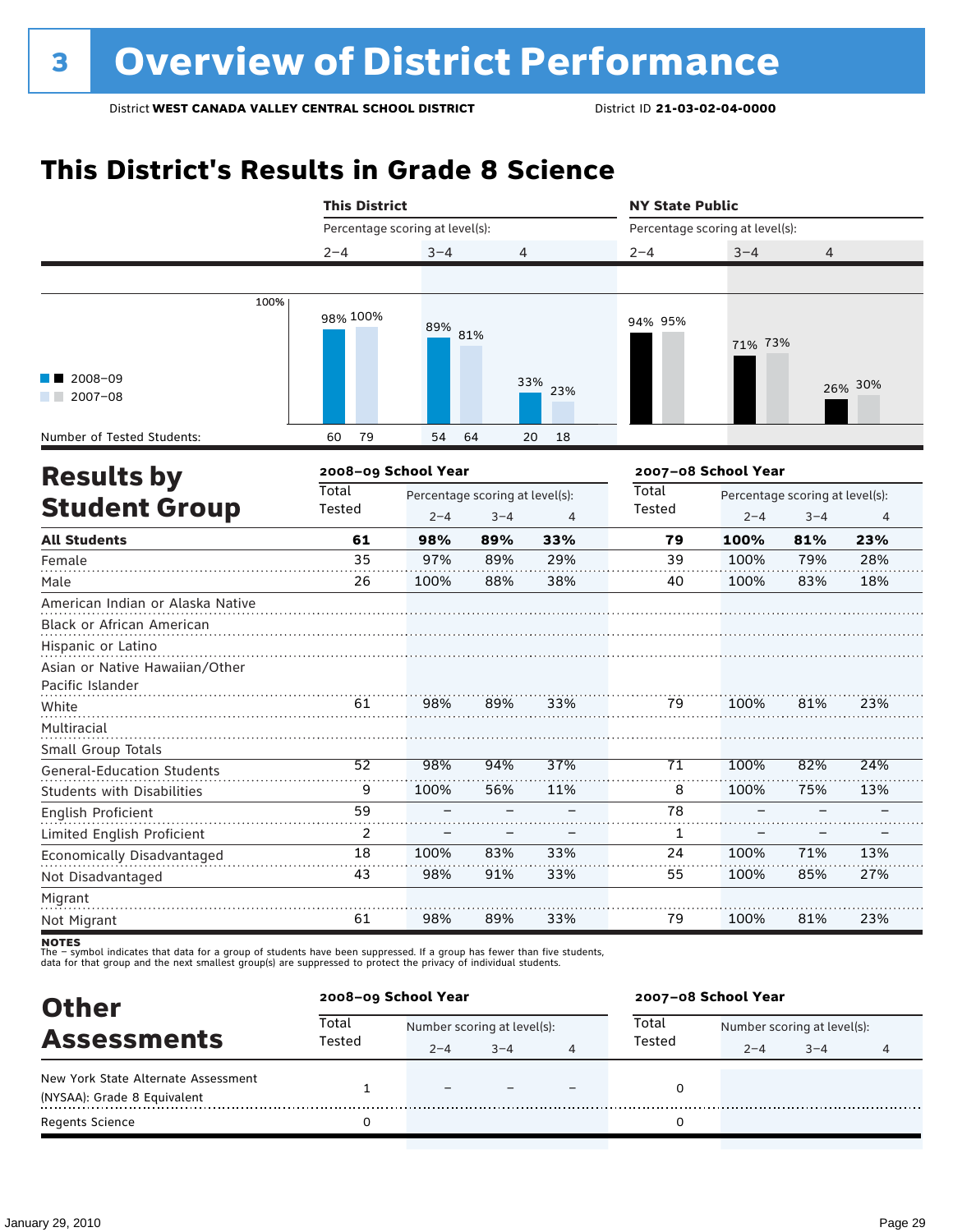# 3 Overview of District Performance

District **WEST CANADA VALLEY CENTRAL SCHOOL DISTRICT** District ID **21-03-02-04-0000**

## This District's Results in Grade 8 Science

| | This District | | | NY State Public | | |
|---|---|---|---|---|---|---|
| | Percentage scoring at level(s): | | | Percentage scoring at level(s): | | |
| | 2–4 | 3–4 | 4 | 2–4 | 3–4 | 4 |
| 2008–09 | 98% | 89% | 33% | 94% | 71% | 26% |
| 2007–08 | 100% | 81% | 23% | 95% | 73% | 30% |
| Number of Tested Students: 2008–09 | 60 | 54 | 20 | | | |
| Number of Tested Students: 2007–08 | 79 | 64 | 18 | | | |

## Results by Student Group

| | 2008–09 School Year | | | | 2007–08 School Year | | | |
|---|---|---|---|---|---|---|---|---|
| | Total Tested | Percentage scoring at level(s): | | | Total Tested | Percentage scoring at level(s): | | |
| | | 2–4 | 3–4 | 4 | | 2–4 | 3–4 | 4 |
| **All Students** | **61** | **98%** | **89%** | **33%** | **79** | **100%** | **81%** | **23%** |
| Female | 35 | 97% | 89% | 29% | 39 | 100% | 79% | 28% |
| Male | 26 | 100% | 88% | 38% | 40 | 100% | 83% | 18% |
| American Indian or Alaska Native | | | | | | | | |
| Black or African American | | | | | | | | |
| Hispanic or Latino | | | | | | | | |
| Asian or Native Hawaiian/Other Pacific Islander | | | | | | | | |
| White | 61 | 98% | 89% | 33% | 79 | 100% | 81% | 23% |
| Multiracial | | | | | | | | |
| Small Group Totals | | | | | | | | |
| General-Education Students | 52 | 98% | 94% | 37% | 71 | 100% | 82% | 24% |
| Students with Disabilities | 9 | 100% | 56% | 11% | 8 | 100% | 75% | 13% |
| English Proficient | 59 | – | – | – | 78 | – | – | – |
| Limited English Proficient | 2 | – | – | – | 1 | – | – | – |
| Economically Disadvantaged | 18 | 100% | 83% | 33% | 24 | 100% | 71% | 13% |
| Not Disadvantaged | 43 | 98% | 91% | 33% | 55 | 100% | 85% | 27% |
| Migrant | | | | | | | | |
| Not Migrant | 61 | 98% | 89% | 33% | 79 | 100% | 81% | 23% |

**NOTES**
The – symbol indicates that data for a group of students have been suppressed. If a group has fewer than five students, data for that group and the next smallest group(s) are suppressed to protect the privacy of individual students.

## Other Assessments

| | 2008–09 School Year | | | | 2007–08 School Year | | | |
|---|---|---|---|---|---|---|---|---|
| | Total Tested | Number scoring at level(s): | | | Total Tested | Number scoring at level(s): | | |
| | | 2–4 | 3–4 | 4 | | 2–4 | 3–4 | 4 |
| New York State Alternate Assessment (NYSAA): Grade 8 Equivalent | 1 | – | – | – | 0 | | | |
| Regents Science | 0 | | | | 0 | | | |

January 29, 2010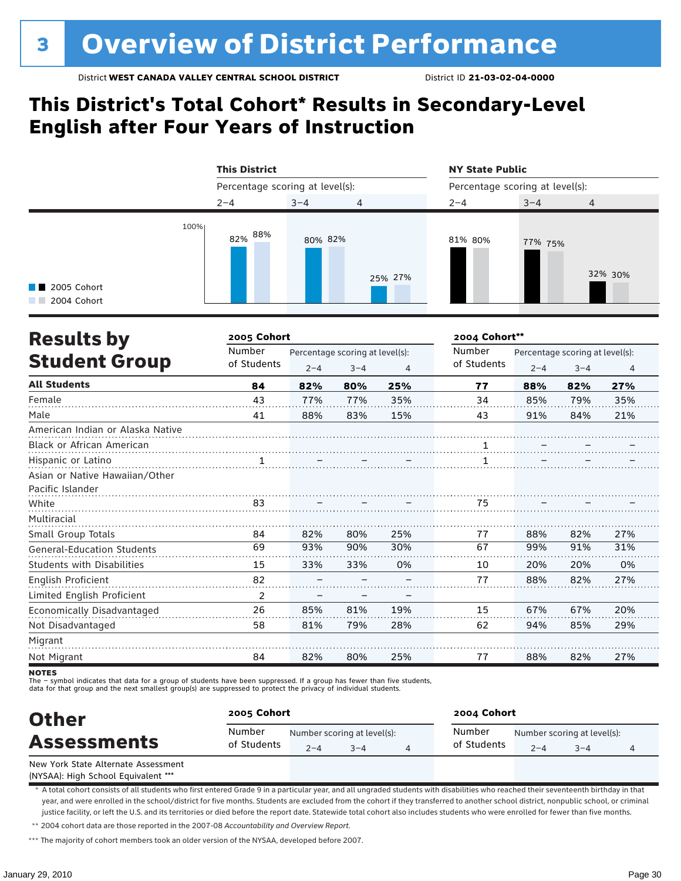# 3 Overview of District Performance

District **WEST CANADA VALLEY CENTRAL SCHOOL DISTRICT** District ID **21-03-02-04-0000**

## This District's Total Cohort* Results in Secondary-Level English after Four Years of Instruction

| | This District | | | NY State Public | | |
|---|---|---|---|---|---|---|
| | Percentage scoring at level(s): | | | Percentage scoring at level(s): | | |
| | 2–4 | 3–4 | 4 | 2–4 | 3–4 | 4 |
| 2005 Cohort | 82% | 80% | 25% | 81% | 77% | 32% |
| 2004 Cohort | 88% | 82% | 27% | 80% | 75% | 30% |

## Results by Student Group

| | 2005 Cohort | | | | 2004 Cohort** | | | |
|---|---|---|---|---|---|---|---|---|
| | Number of Students | Percentage scoring at level(s): 2–4 | 3–4 | 4 | Number of Students | Percentage scoring at level(s): 2–4 | 3–4 | 4 |
| **All Students** | **84** | **82%** | **80%** | **25%** | **77** | **88%** | **82%** | **27%** |
| Female | 43 | 77% | 77% | 35% | 34 | 85% | 79% | 35% |
| Male | 41 | 88% | 83% | 15% | 43 | 91% | 84% | 21% |
| American Indian or Alaska Native | | | | | | | | |
| Black or African American | | | | | 1 | – | – | – |
| Hispanic or Latino | 1 | – | – | – | 1 | – | – | – |
| Asian or Native Hawaiian/Other Pacific Islander | | | | | | | | |
| White | 83 | – | – | – | 75 | – | – | – |
| Multiracial | | | | | | | | |
| Small Group Totals | 84 | 82% | 80% | 25% | 77 | 88% | 82% | 27% |
| General-Education Students | 69 | 93% | 90% | 30% | 67 | 99% | 91% | 31% |
| Students with Disabilities | 15 | 33% | 33% | 0% | 10 | 20% | 20% | 0% |
| English Proficient | 82 | – | – | – | 77 | 88% | 82% | 27% |
| Limited English Proficient | 2 | – | – | – | | | | |
| Economically Disadvantaged | 26 | 85% | 81% | 19% | 15 | 67% | 67% | 20% |
| Not Disadvantaged | 58 | 81% | 79% | 28% | 62 | 94% | 85% | 29% |
| Migrant | | | | | | | | |
| Not Migrant | 84 | 82% | 80% | 25% | 77 | 88% | 82% | 27% |

**NOTES**
The – symbol indicates that data for a group of students have been suppressed. If a group has fewer than five students, data for that group and the next smallest group(s) are suppressed to protect the privacy of individual students.

## Other Assessments

| | 2005 Cohort | | | | 2004 Cohort | | | |
|---|---|---|---|---|---|---|---|---|
| | Number of Students | Number scoring at level(s): 2–4 | 3–4 | 4 | Number of Students | Number scoring at level(s): 2–4 | 3–4 | 4 |
| New York State Alternate Assessment (NYSAA): High School Equivalent *** | | | | | | | | |

\* A total cohort consists of all students who first entered Grade 9 in a particular year, and all ungraded students with disabilities who reached their seventeenth birthday in that year, and were enrolled in the school/district for five months. Students are excluded from the cohort if they transferred to another school district, nonpublic school, or criminal justice facility, or left the U.S. and its territories or died before the report date. Statewide total cohort also includes students who were enrolled for fewer than five months.

** 2004 cohort data are those reported in the 2007-08 *Accountability and Overview Report*.

*** The majority of cohort members took an older version of the NYSAA, developed before 2007.

January 29, 2010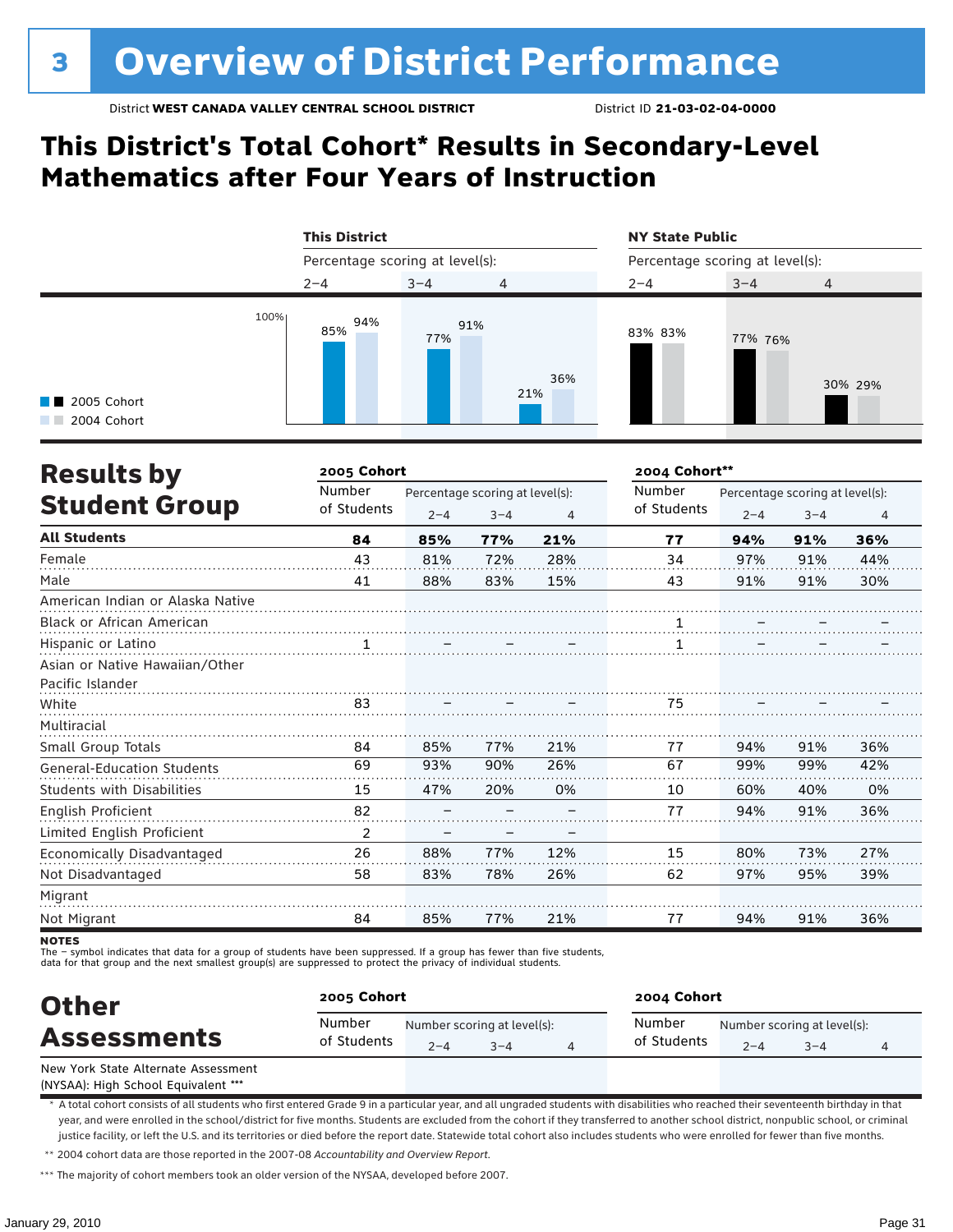# 3 Overview of District Performance

District **WEST CANADA VALLEY CENTRAL SCHOOL DISTRICT** District ID **21-03-02-04-0000**

## This District's Total Cohort* Results in Secondary-Level Mathematics after Four Years of Instruction

This District

Percentage scoring at level(s):

2–4 3–4 4

NY State Public

Percentage scoring at level(s):

2–4 3–4 4

100%

85% 94% 77% 91% 21% 36%

83% 83% 77% 76% 30% 29%

2005 Cohort

2004 Cohort

## Results by Student Group

| | 2005 Cohort | | | | 2004 Cohort** | | | |
|---|---|---|---|---|---|---|---|---|
| | Number of Students | Percentage scoring at level(s): 2–4 | 3–4 | 4 | Number of Students | Percentage scoring at level(s): 2–4 | 3–4 | 4 |
| **All Students** | **84** | **85%** | **77%** | **21%** | **77** | **94%** | **91%** | **36%** |
| Female | 43 | 81% | 72% | 28% | 34 | 97% | 91% | 44% |
| Male | 41 | 88% | 83% | 15% | 43 | 91% | 91% | 30% |
| American Indian or Alaska Native | | | | | | | | |
| Black or African American | | | | | 1 | – | – | – |
| Hispanic or Latino | 1 | – | – | – | 1 | – | – | – |
| Asian or Native Hawaiian/Other Pacific Islander | | | | | | | | |
| White | 83 | – | – | – | 75 | – | – | – |
| Multiracial | | | | | | | | |
| Small Group Totals | 84 | 85% | 77% | 21% | 77 | 94% | 91% | 36% |
| General-Education Students | 69 | 93% | 90% | 26% | 67 | 99% | 99% | 42% |
| Students with Disabilities | 15 | 47% | 20% | 0% | 10 | 60% | 40% | 0% |
| English Proficient | 82 | – | – | – | 77 | 94% | 91% | 36% |
| Limited English Proficient | 2 | – | – | – | | | | |
| Economically Disadvantaged | 26 | 88% | 77% | 12% | 15 | 80% | 73% | 27% |
| Not Disadvantaged | 58 | 83% | 78% | 26% | 62 | 97% | 95% | 39% |
| Migrant | | | | | | | | |
| Not Migrant | 84 | 85% | 77% | 21% | 77 | 94% | 91% | 36% |

**NOTES**

The – symbol indicates that data for a group of students have been suppressed. If a group has fewer than five students, data for that group and the next smallest group(s) are suppressed to protect the privacy of individual students.

## Other Assessments

| | 2005 Cohort | | | | 2004 Cohort | | | |
|---|---|---|---|---|---|---|---|---|
| | Number of Students | Number scoring at level(s): 2–4 | 3–4 | 4 | Number of Students | Number scoring at level(s): 2–4 | 3–4 | 4 |
| New York State Alternate Assessment (NYSAA): High School Equivalent *** | | | | | | | | |

\* A total cohort consists of all students who first entered Grade 9 in a particular year, and all ungraded students with disabilities who reached their seventeenth birthday in that year, and were enrolled in the school/district for five months. Students are excluded from the cohort if they transferred to another school district, nonpublic school, or criminal justice facility, or left the U.S. and its territories or died before the report date. Statewide total cohort also includes students who were enrolled for fewer than five months.

\*\* 2004 cohort data are those reported in the 2007-08 *Accountability and Overview Report*.

\*\*\* The majority of cohort members took an older version of the NYSAA, developed before 2007.